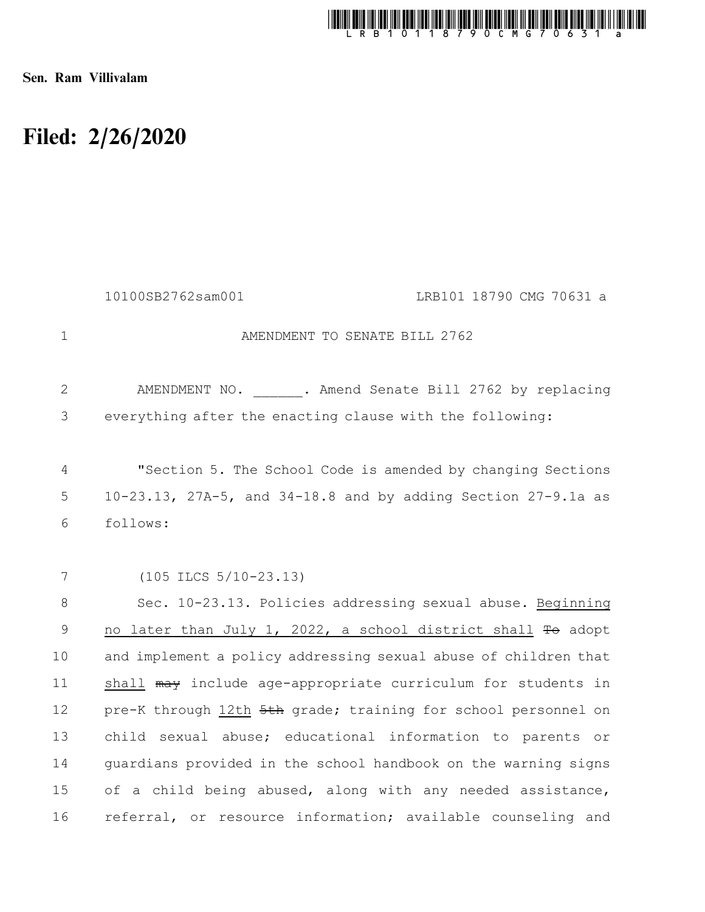**Sen. Ram Villivalam**

# Filed: 2/26/2020

10100SB2762sam001 LRB101 18790 CMG 70631 a

AMENDMENT TO SENATE BILL 2762

AMENDMENT NO. ______. Amend Senate Bill 2762 by replacing everything after the enacting clause with the following:

"Section 5. The School Code is amended by changing Sections 10-23.13, 27A-5, and 34-18.8 and by adding Section 27-9.1a as follows:

(105 ILCS 5/10-23.13)

Sec. 10-23.13. Policies addressing sexual abuse. Beginning no later than July 1, 2022, a school district shall ~~To~~ adopt and implement a policy addressing sexual abuse of children that shall ~~may~~ include age-appropriate curriculum for students in pre-K through 12th ~~5th~~ grade; training for school personnel on child sexual abuse; educational information to parents or guardians provided in the school handbook on the warning signs of a child being abused, along with any needed assistance, referral, or resource information; available counseling and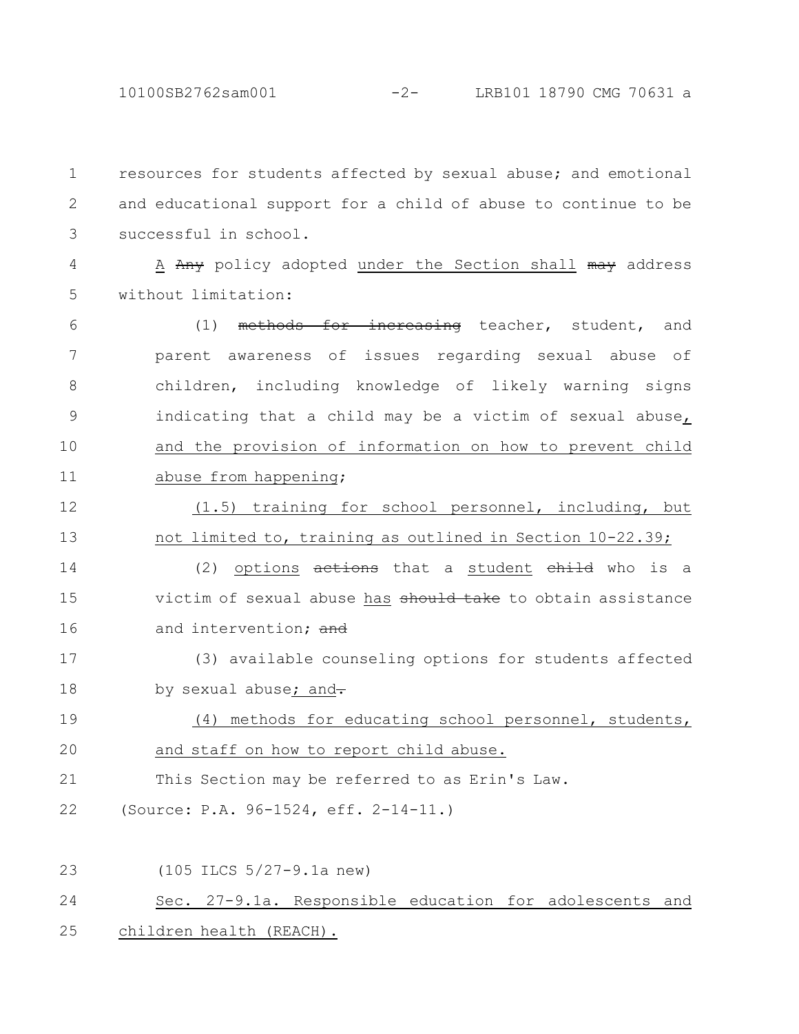resources for students affected by sexual abuse; and emotional and educational support for a child of abuse to continue to be successful in school.

A ~~Any~~ policy adopted under the Section shall ~~may~~ address without limitation:

(1) ~~methods for increasing~~ teacher, student, and parent awareness of issues regarding sexual abuse of children, including knowledge of likely warning signs indicating that a child may be a victim of sexual abuse, and the provision of information on how to prevent child abuse from happening;

(1.5) training for school personnel, including, but not limited to, training as outlined in Section 10-22.39;

(2) options ~~actions~~ that a student ~~child~~ who is a victim of sexual abuse has ~~should take~~ to obtain assistance and intervention; ~~and~~

(3) available counseling options for students affected by sexual abuse; and~~.~~

(4) methods for educating school personnel, students, and staff on how to report child abuse.

This Section may be referred to as Erin's Law.

(Source: P.A. 96-1524, eff. 2-14-11.)

(105 ILCS 5/27-9.1a new)

Sec. 27-9.1a. Responsible education for adolescents and children health (REACH).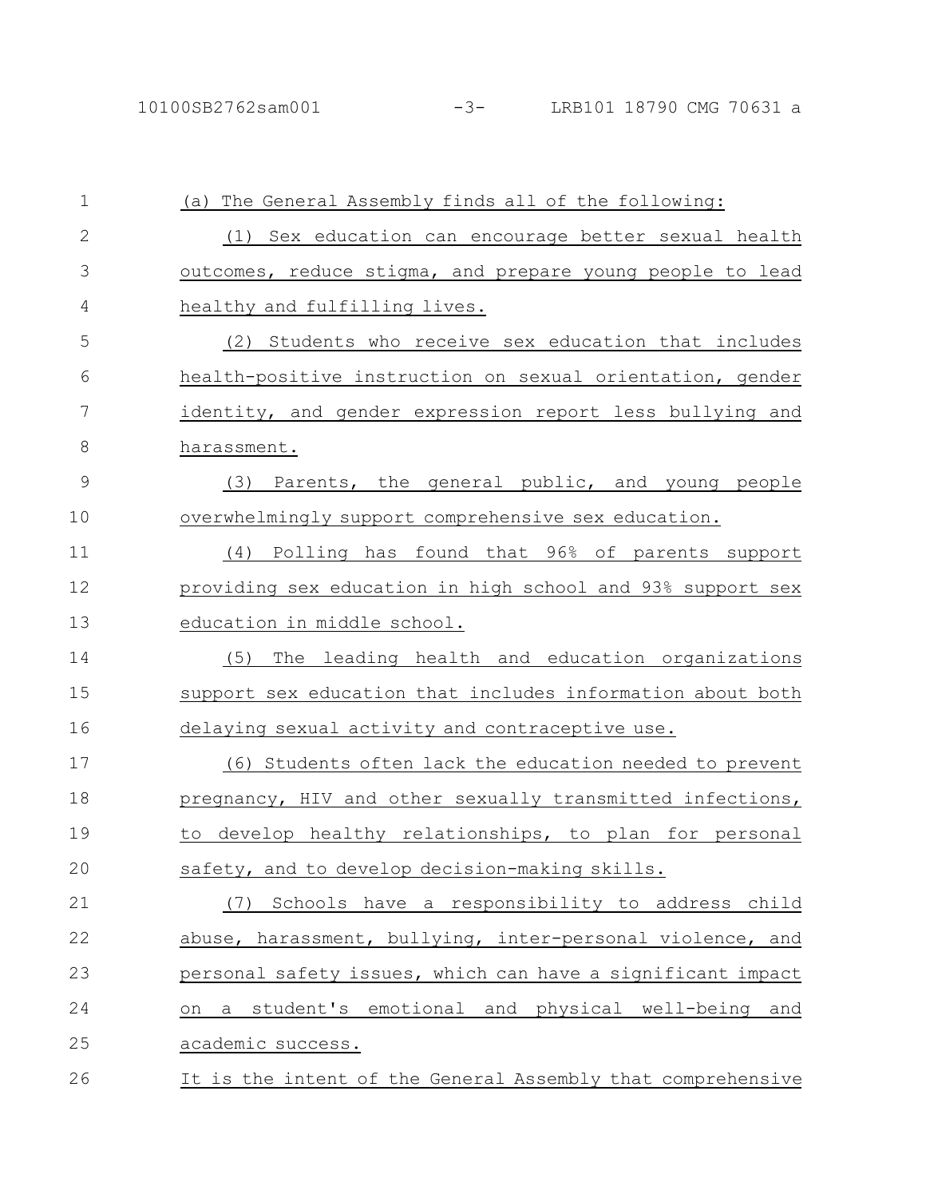(a) The General Assembly finds all of the following:

(1) Sex education can encourage better sexual health outcomes, reduce stigma, and prepare young people to lead healthy and fulfilling lives.

(2) Students who receive sex education that includes health-positive instruction on sexual orientation, gender identity, and gender expression report less bullying and harassment.

(3) Parents, the general public, and young people overwhelmingly support comprehensive sex education.

(4) Polling has found that 96% of parents support providing sex education in high school and 93% support sex education in middle school.

(5) The leading health and education organizations support sex education that includes information about both delaying sexual activity and contraceptive use.

(6) Students often lack the education needed to prevent pregnancy, HIV and other sexually transmitted infections, to develop healthy relationships, to plan for personal safety, and to develop decision-making skills.

(7) Schools have a responsibility to address child abuse, harassment, bullying, inter-personal violence, and personal safety issues, which can have a significant impact on a student's emotional and physical well-being and academic success.

It is the intent of the General Assembly that comprehensive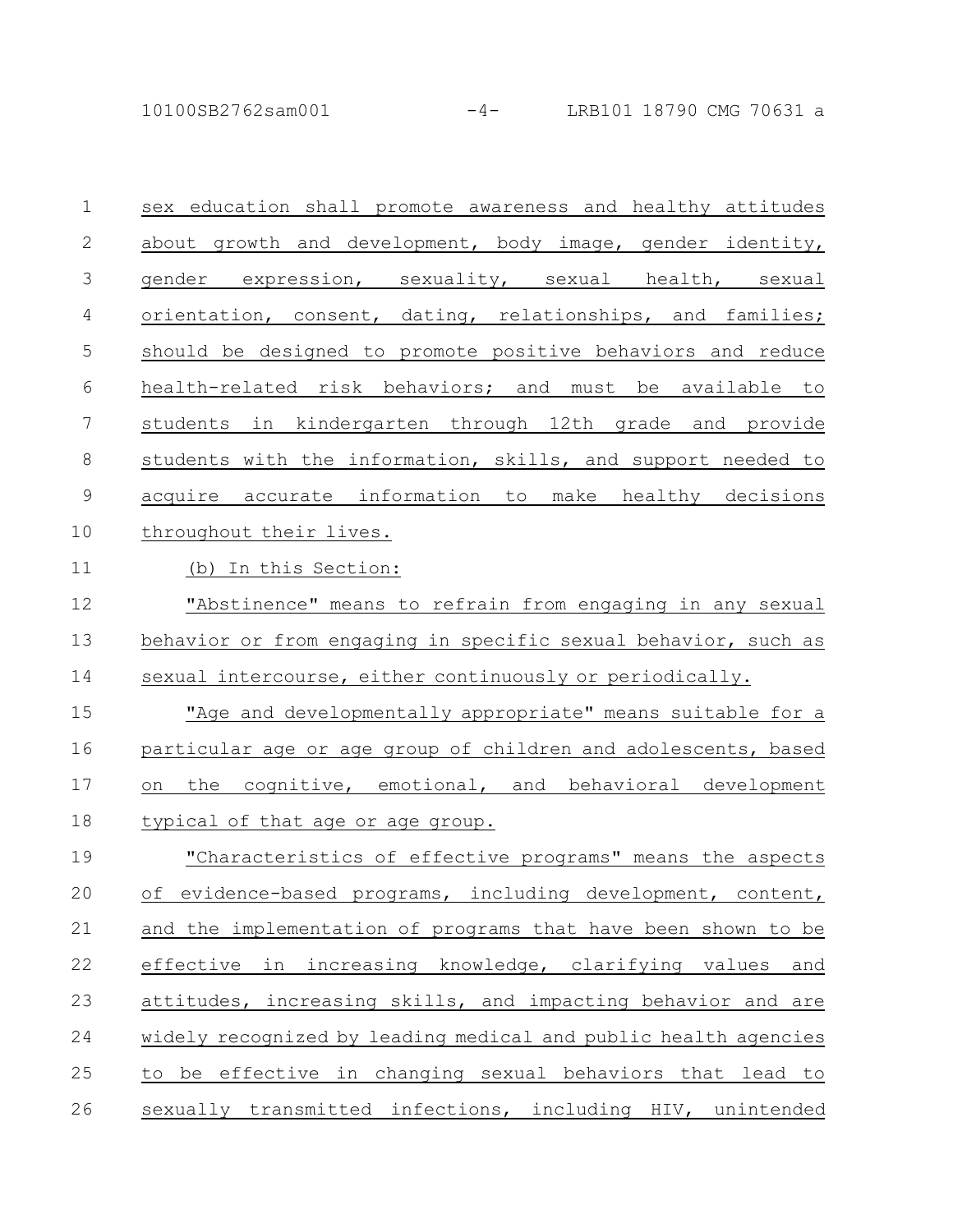sex education shall promote awareness and healthy attitudes about growth and development, body image, gender identity, gender expression, sexuality, sexual health, sexual orientation, consent, dating, relationships, and families; should be designed to promote positive behaviors and reduce health-related risk behaviors; and must be available to students in kindergarten through 12th grade and provide students with the information, skills, and support needed to acquire accurate information to make healthy decisions throughout their lives.

(b) In this Section:

"Abstinence" means to refrain from engaging in any sexual behavior or from engaging in specific sexual behavior, such as sexual intercourse, either continuously or periodically.

"Age and developmentally appropriate" means suitable for a particular age or age group of children and adolescents, based on the cognitive, emotional, and behavioral development typical of that age or age group.

"Characteristics of effective programs" means the aspects of evidence-based programs, including development, content, and the implementation of programs that have been shown to be effective in increasing knowledge, clarifying values and attitudes, increasing skills, and impacting behavior and are widely recognized by leading medical and public health agencies to be effective in changing sexual behaviors that lead to sexually transmitted infections, including HIV, unintended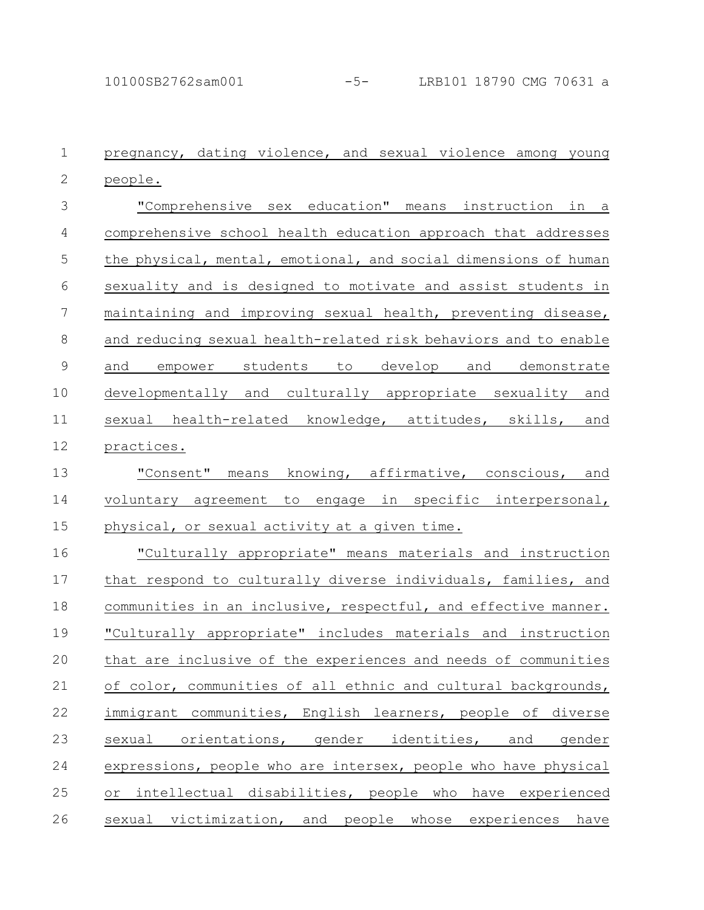pregnancy, dating violence, and sexual violence among young people.

"Comprehensive sex education" means instruction in a comprehensive school health education approach that addresses the physical, mental, emotional, and social dimensions of human sexuality and is designed to motivate and assist students in maintaining and improving sexual health, preventing disease, and reducing sexual health-related risk behaviors and to enable and empower students to develop and demonstrate developmentally and culturally appropriate sexuality and sexual health-related knowledge, attitudes, skills, and practices.

"Consent" means knowing, affirmative, conscious, and voluntary agreement to engage in specific interpersonal, physical, or sexual activity at a given time.

"Culturally appropriate" means materials and instruction that respond to culturally diverse individuals, families, and communities in an inclusive, respectful, and effective manner. "Culturally appropriate" includes materials and instruction that are inclusive of the experiences and needs of communities of color, communities of all ethnic and cultural backgrounds, immigrant communities, English learners, people of diverse sexual orientations, gender identities, and gender expressions, people who are intersex, people who have physical or intellectual disabilities, people who have experienced sexual victimization, and people whose experiences have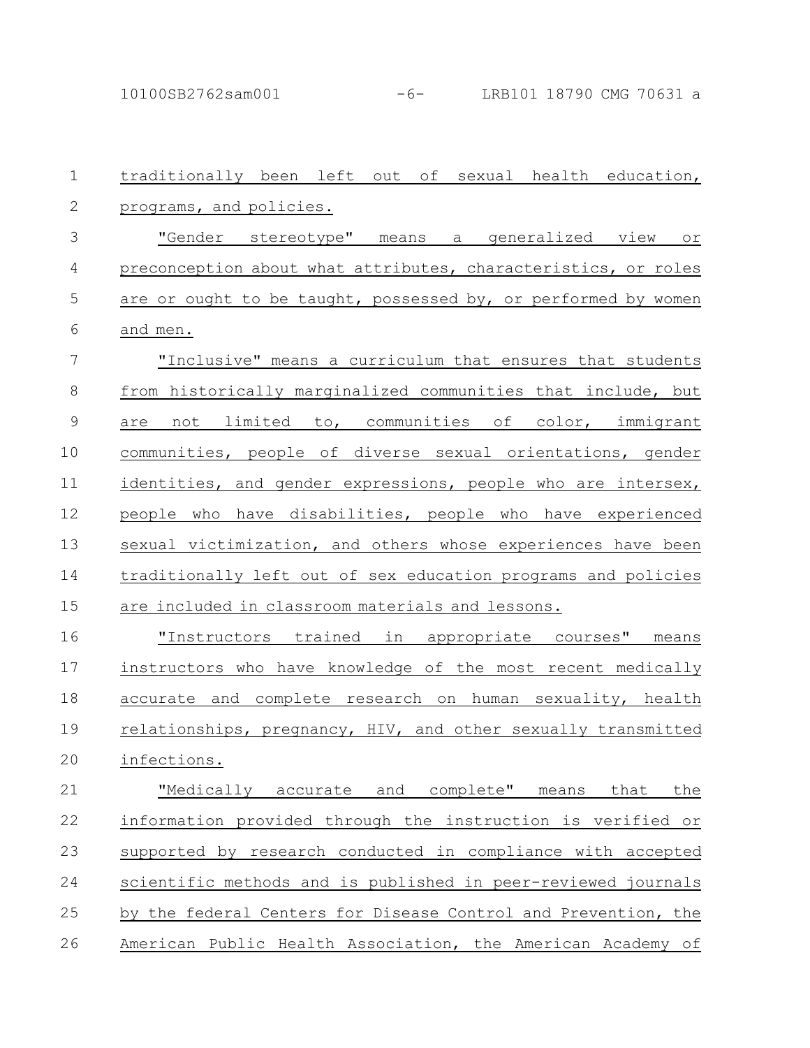traditionally been left out of sexual health education, programs, and policies.

"Gender stereotype" means a generalized view or preconception about what attributes, characteristics, or roles are or ought to be taught, possessed by, or performed by women and men.

"Inclusive" means a curriculum that ensures that students from historically marginalized communities that include, but are not limited to, communities of color, immigrant communities, people of diverse sexual orientations, gender identities, and gender expressions, people who are intersex, people who have disabilities, people who have experienced sexual victimization, and others whose experiences have been traditionally left out of sex education programs and policies are included in classroom materials and lessons.

"Instructors trained in appropriate courses" means instructors who have knowledge of the most recent medically accurate and complete research on human sexuality, health relationships, pregnancy, HIV, and other sexually transmitted infections.

"Medically accurate and complete" means that the information provided through the instruction is verified or supported by research conducted in compliance with accepted scientific methods and is published in peer-reviewed journals by the federal Centers for Disease Control and Prevention, the American Public Health Association, the American Academy of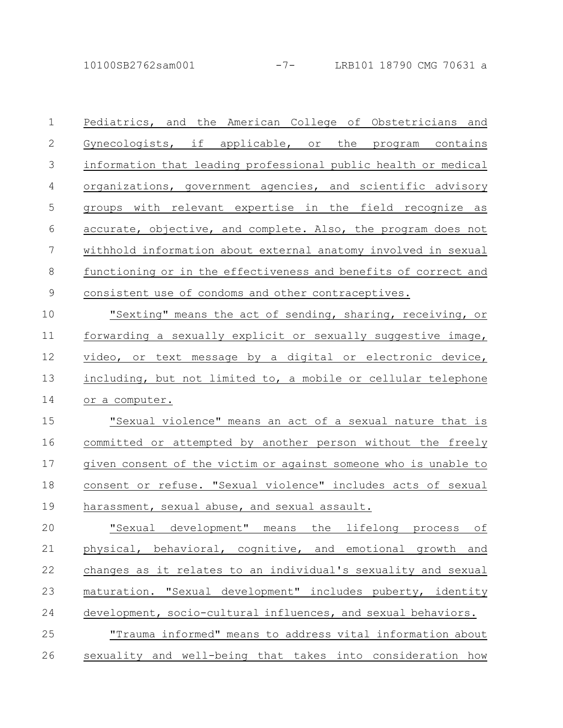Pediatrics, and the American College of Obstetricians and Gynecologists, if applicable, or the program contains information that leading professional public health or medical organizations, government agencies, and scientific advisory groups with relevant expertise in the field recognize as accurate, objective, and complete. Also, the program does not withhold information about external anatomy involved in sexual functioning or in the effectiveness and benefits of correct and consistent use of condoms and other contraceptives.

"Sexting" means the act of sending, sharing, receiving, or forwarding a sexually explicit or sexually suggestive image, video, or text message by a digital or electronic device, including, but not limited to, a mobile or cellular telephone or a computer.

"Sexual violence" means an act of a sexual nature that is committed or attempted by another person without the freely given consent of the victim or against someone who is unable to consent or refuse. "Sexual violence" includes acts of sexual harassment, sexual abuse, and sexual assault.

"Sexual development" means the lifelong process of physical, behavioral, cognitive, and emotional growth and changes as it relates to an individual's sexuality and sexual maturation. "Sexual development" includes puberty, identity development, socio-cultural influences, and sexual behaviors.

"Trauma informed" means to address vital information about sexuality and well-being that takes into consideration how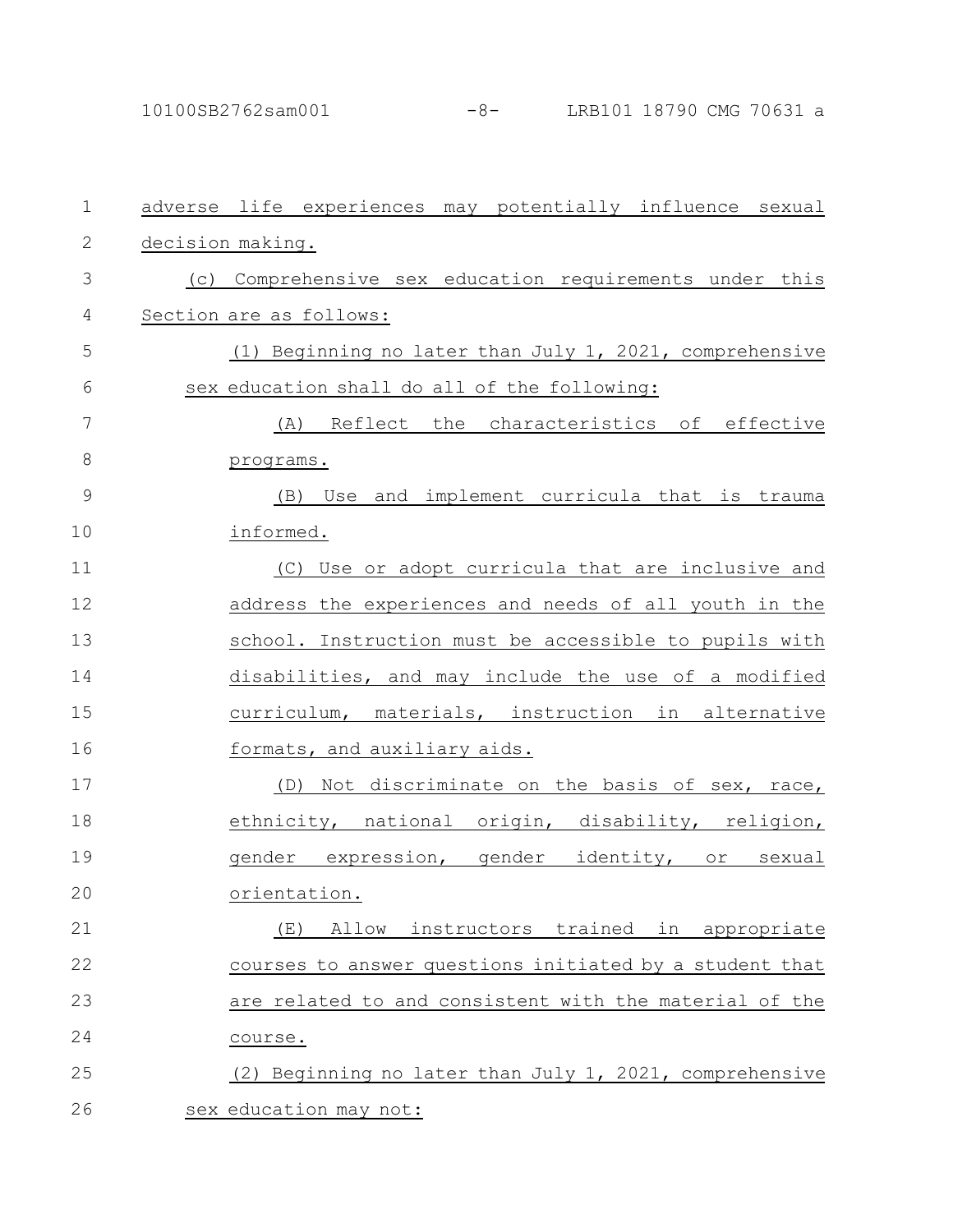adverse life experiences may potentially influence sexual decision making.

(c) Comprehensive sex education requirements under this Section are as follows:

(1) Beginning no later than July 1, 2021, comprehensive sex education shall do all of the following:

(A) Reflect the characteristics of effective programs.

(B) Use and implement curricula that is trauma informed.

(C) Use or adopt curricula that are inclusive and address the experiences and needs of all youth in the school. Instruction must be accessible to pupils with disabilities, and may include the use of a modified curriculum, materials, instruction in alternative formats, and auxiliary aids.

(D) Not discriminate on the basis of sex, race, ethnicity, national origin, disability, religion, gender expression, gender identity, or sexual orientation.

(E) Allow instructors trained in appropriate courses to answer questions initiated by a student that are related to and consistent with the material of the course.

(2) Beginning no later than July 1, 2021, comprehensive sex education may not: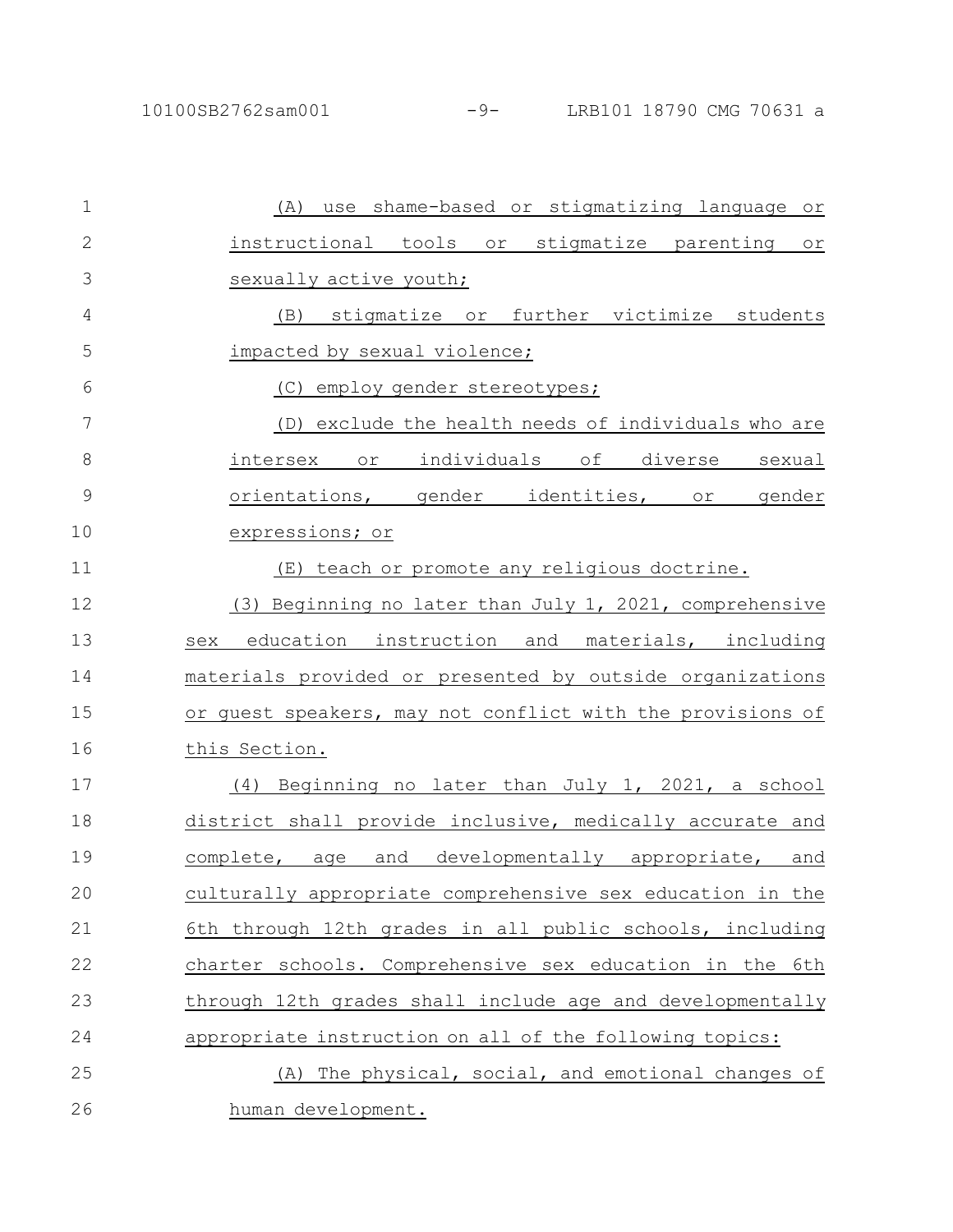(A) use shame-based or stigmatizing language or instructional tools or stigmatize parenting or sexually active youth;

(B) stigmatize or further victimize students impacted by sexual violence;

(C) employ gender stereotypes;

(D) exclude the health needs of individuals who are intersex or individuals of diverse sexual orientations, gender identities, or gender expressions; or

(E) teach or promote any religious doctrine.

(3) Beginning no later than July 1, 2021, comprehensive sex education instruction and materials, including materials provided or presented by outside organizations or guest speakers, may not conflict with the provisions of this Section.

(4) Beginning no later than July 1, 2021, a school district shall provide inclusive, medically accurate and complete, age and developmentally appropriate, and culturally appropriate comprehensive sex education in the 6th through 12th grades in all public schools, including charter schools. Comprehensive sex education in the 6th through 12th grades shall include age and developmentally appropriate instruction on all of the following topics:

(A) The physical, social, and emotional changes of human development.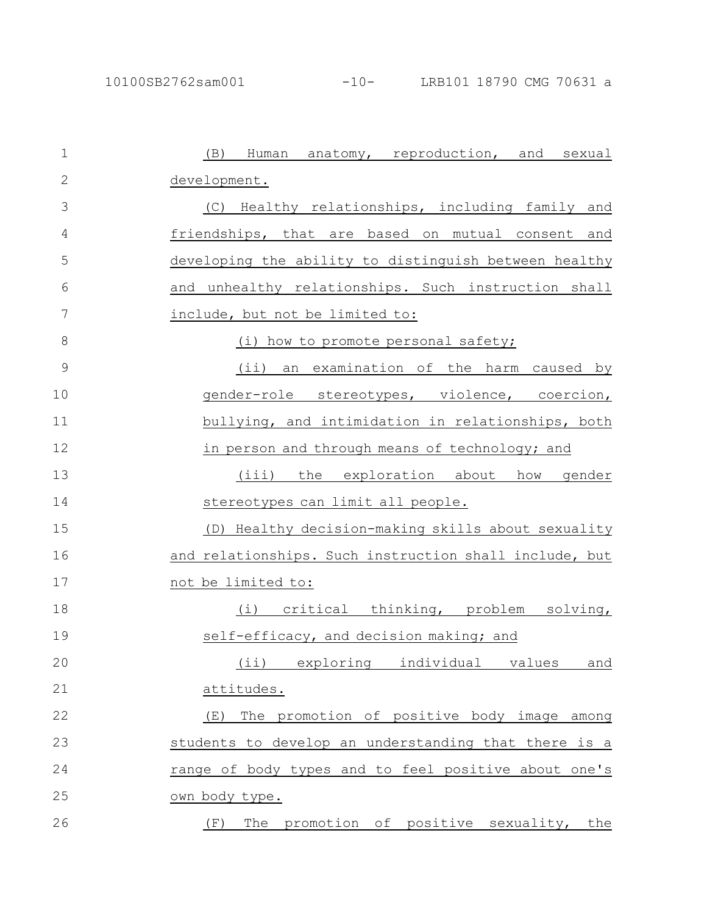(B) Human anatomy, reproduction, and sexual development.

(C) Healthy relationships, including family and friendships, that are based on mutual consent and developing the ability to distinguish between healthy and unhealthy relationships. Such instruction shall include, but not be limited to:

(i) how to promote personal safety;

(ii) an examination of the harm caused by gender-role stereotypes, violence, coercion, bullying, and intimidation in relationships, both in person and through means of technology; and

(iii) the exploration about how gender stereotypes can limit all people.

(D) Healthy decision-making skills about sexuality and relationships. Such instruction shall include, but not be limited to:

(i) critical thinking, problem solving, self-efficacy, and decision making; and

(ii) exploring individual values and attitudes.

(E) The promotion of positive body image among students to develop an understanding that there is a range of body types and to feel positive about one's own body type.

(F) The promotion of positive sexuality, the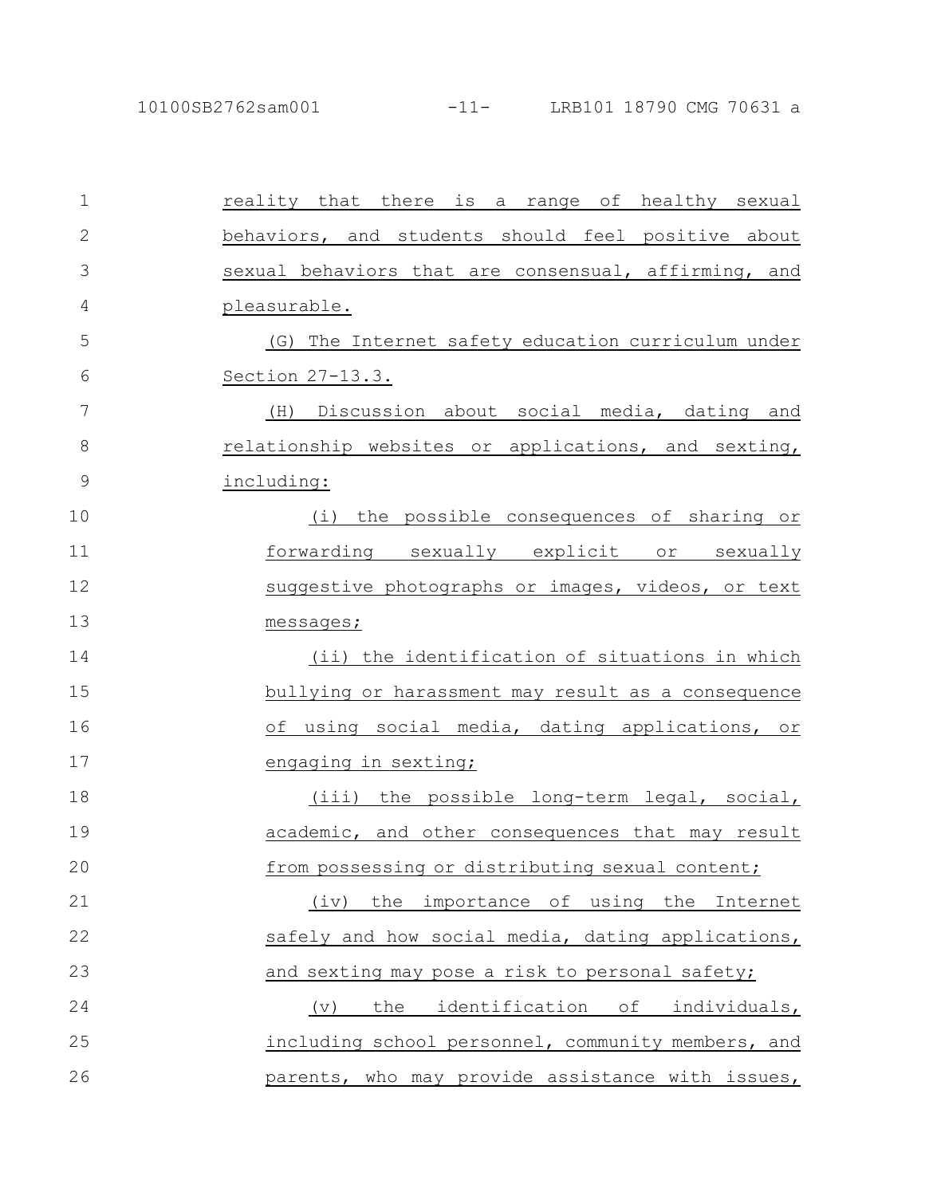reality that there is a range of healthy sexual behaviors, and students should feel positive about sexual behaviors that are consensual, affirming, and pleasurable.

(G) The Internet safety education curriculum under Section 27-13.3.

(H) Discussion about social media, dating and relationship websites or applications, and sexting, including:

(i) the possible consequences of sharing or forwarding sexually explicit or sexually suggestive photographs or images, videos, or text messages;

(ii) the identification of situations in which bullying or harassment may result as a consequence of using social media, dating applications, or engaging in sexting;

(iii) the possible long-term legal, social, academic, and other consequences that may result from possessing or distributing sexual content;

(iv) the importance of using the Internet safely and how social media, dating applications, and sexting may pose a risk to personal safety;

(v) the identification of individuals, including school personnel, community members, and parents, who may provide assistance with issues,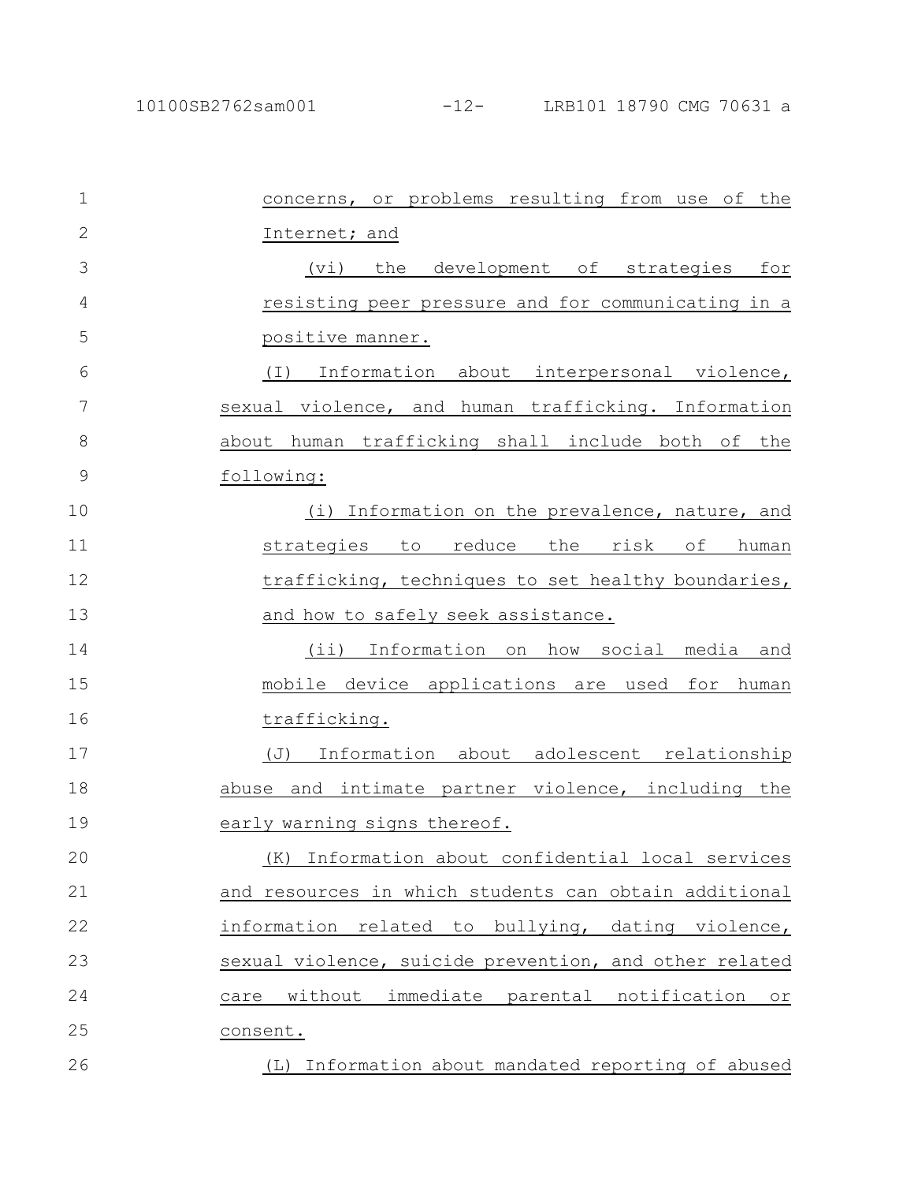concerns, or problems resulting from use of the Internet; and

(vi) the development of strategies for resisting peer pressure and for communicating in a positive manner.

(I) Information about interpersonal violence, sexual violence, and human trafficking. Information about human trafficking shall include both of the following:

(i) Information on the prevalence, nature, and strategies to reduce the risk of human trafficking, techniques to set healthy boundaries, and how to safely seek assistance.

(ii) Information on how social media and mobile device applications are used for human trafficking.

(J) Information about adolescent relationship abuse and intimate partner violence, including the early warning signs thereof.

(K) Information about confidential local services and resources in which students can obtain additional information related to bullying, dating violence, sexual violence, suicide prevention, and other related care without immediate parental notification or consent.

(L) Information about mandated reporting of abused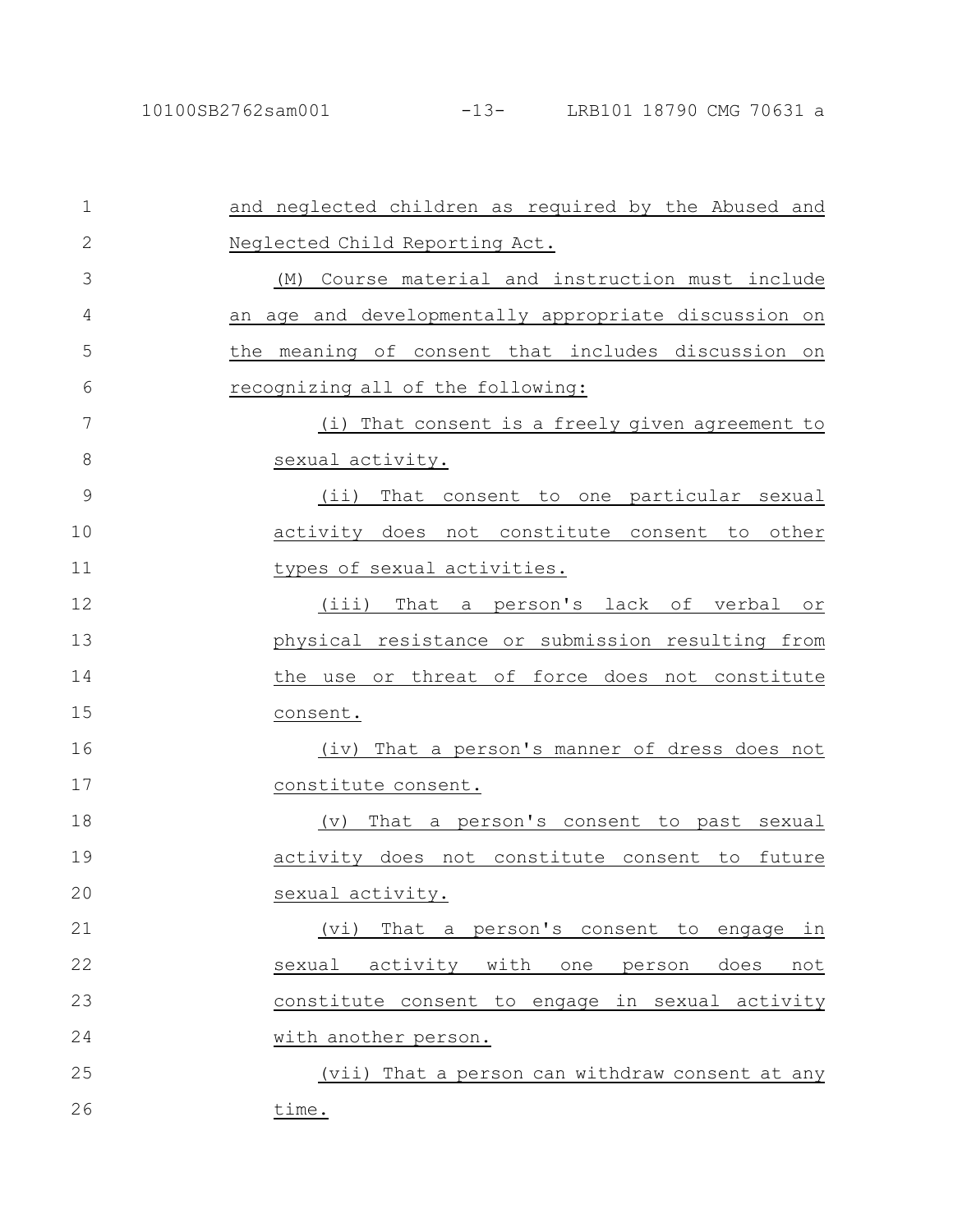and neglected children as required by the Abused and Neglected Child Reporting Act.

(M) Course material and instruction must include an age and developmentally appropriate discussion on the meaning of consent that includes discussion on recognizing all of the following:

(i) That consent is a freely given agreement to sexual activity.

(ii) That consent to one particular sexual activity does not constitute consent to other types of sexual activities.

(iii) That a person's lack of verbal or physical resistance or submission resulting from the use or threat of force does not constitute consent.

(iv) That a person's manner of dress does not constitute consent.

(v) That a person's consent to past sexual activity does not constitute consent to future sexual activity.

(vi) That a person's consent to engage in sexual activity with one person does not constitute consent to engage in sexual activity with another person.

(vii) That a person can withdraw consent at any time.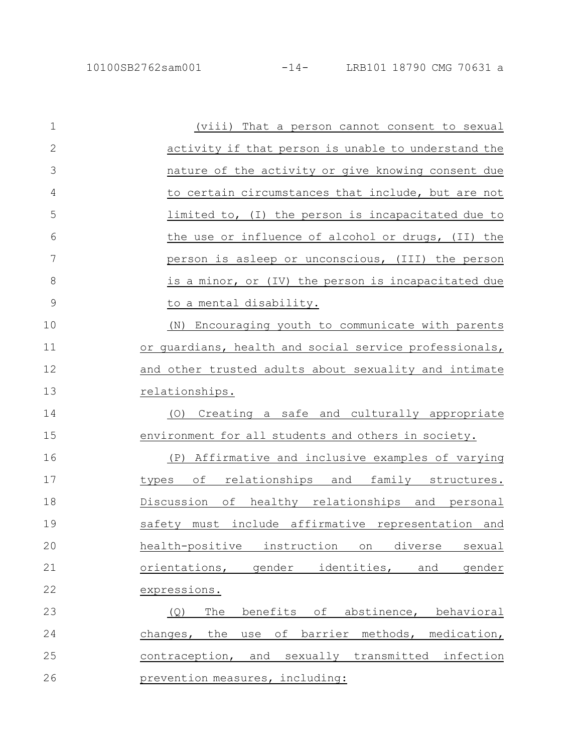(viii) That a person cannot consent to sexual activity if that person is unable to understand the nature of the activity or give knowing consent due to certain circumstances that include, but are not limited to, (I) the person is incapacitated due to the use or influence of alcohol or drugs, (II) the person is asleep or unconscious, (III) the person is a minor, or (IV) the person is incapacitated due to a mental disability.

(N) Encouraging youth to communicate with parents or guardians, health and social service professionals, and other trusted adults about sexuality and intimate relationships.

(O) Creating a safe and culturally appropriate environment for all students and others in society.

(P) Affirmative and inclusive examples of varying types of relationships and family structures. Discussion of healthy relationships and personal safety must include affirmative representation and health-positive instruction on diverse sexual orientations, gender identities, and gender expressions.

(Q) The benefits of abstinence, behavioral changes, the use of barrier methods, medication, contraception, and sexually transmitted infection prevention measures, including: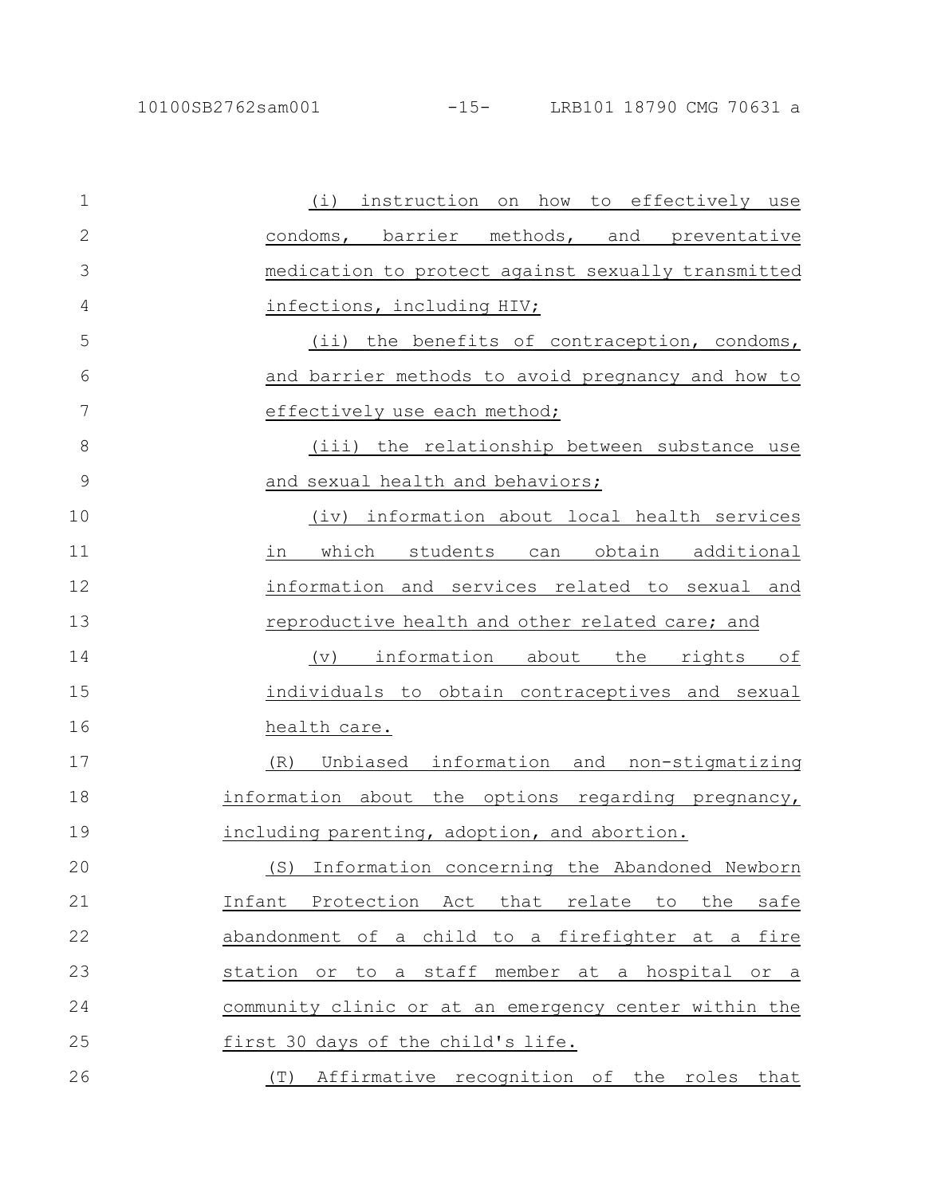(i) instruction on how to effectively use condoms, barrier methods, and preventative medication to protect against sexually transmitted infections, including HIV;

(ii) the benefits of contraception, condoms, and barrier methods to avoid pregnancy and how to effectively use each method;

(iii) the relationship between substance use and sexual health and behaviors;

(iv) information about local health services in which students can obtain additional information and services related to sexual and reproductive health and other related care; and

(v) information about the rights of individuals to obtain contraceptives and sexual health care.

(R) Unbiased information and non-stigmatizing information about the options regarding pregnancy, including parenting, adoption, and abortion.

(S) Information concerning the Abandoned Newborn Infant Protection Act that relate to the safe abandonment of a child to a firefighter at a fire station or to a staff member at a hospital or a community clinic or at an emergency center within the first 30 days of the child's life.

(T) Affirmative recognition of the roles that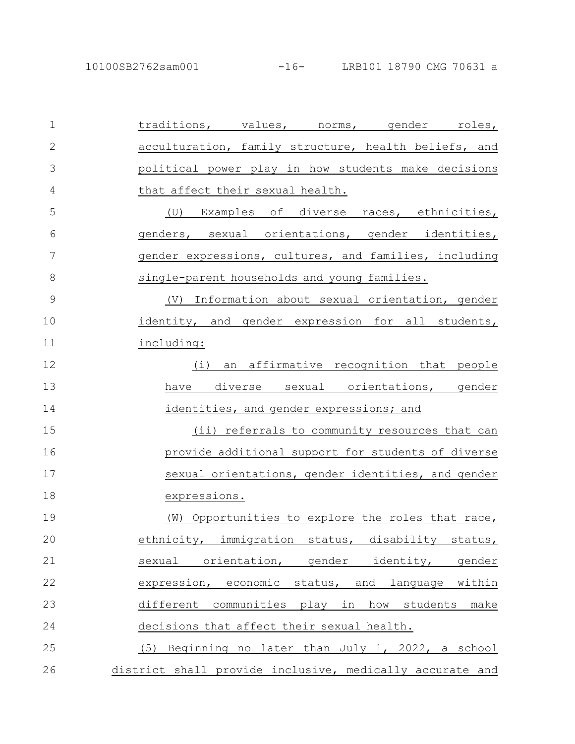traditions, values, norms, gender roles, acculturation, family structure, health beliefs, and political power play in how students make decisions that affect their sexual health.

(U) Examples of diverse races, ethnicities, genders, sexual orientations, gender identities, gender expressions, cultures, and families, including single-parent households and young families.

(V) Information about sexual orientation, gender identity, and gender expression for all students, including:

(i) an affirmative recognition that people have diverse sexual orientations, gender identities, and gender expressions; and

(ii) referrals to community resources that can provide additional support for students of diverse sexual orientations, gender identities, and gender expressions.

(W) Opportunities to explore the roles that race, ethnicity, immigration status, disability status, sexual orientation, gender identity, gender expression, economic status, and language within different communities play in how students make decisions that affect their sexual health.

(5) Beginning no later than July 1, 2022, a school district shall provide inclusive, medically accurate and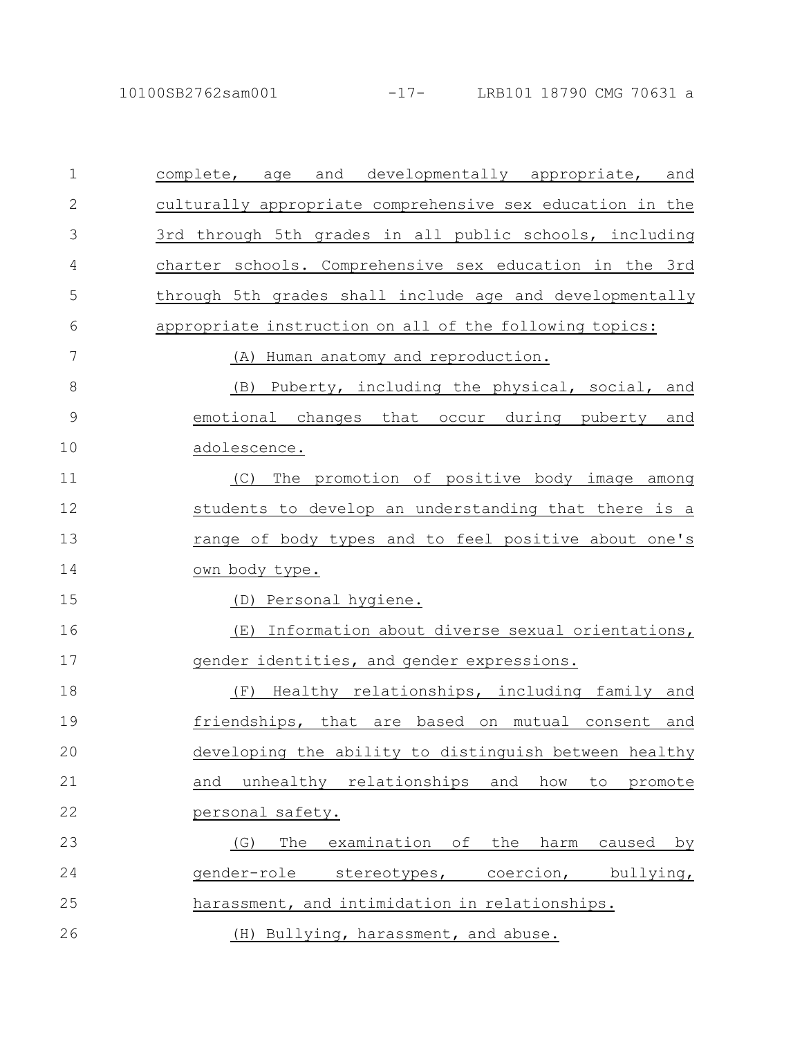complete, age and developmentally appropriate, and culturally appropriate comprehensive sex education in the 3rd through 5th grades in all public schools, including charter schools. Comprehensive sex education in the 3rd through 5th grades shall include age and developmentally appropriate instruction on all of the following topics:

(A) Human anatomy and reproduction.

(B) Puberty, including the physical, social, and emotional changes that occur during puberty and adolescence.

(C) The promotion of positive body image among students to develop an understanding that there is a range of body types and to feel positive about one's own body type.

(D) Personal hygiene.

(E) Information about diverse sexual orientations, gender identities, and gender expressions.

(F) Healthy relationships, including family and friendships, that are based on mutual consent and developing the ability to distinguish between healthy and unhealthy relationships and how to promote personal safety.

(G) The examination of the harm caused by gender-role stereotypes, coercion, bullying, harassment, and intimidation in relationships.

(H) Bullying, harassment, and abuse.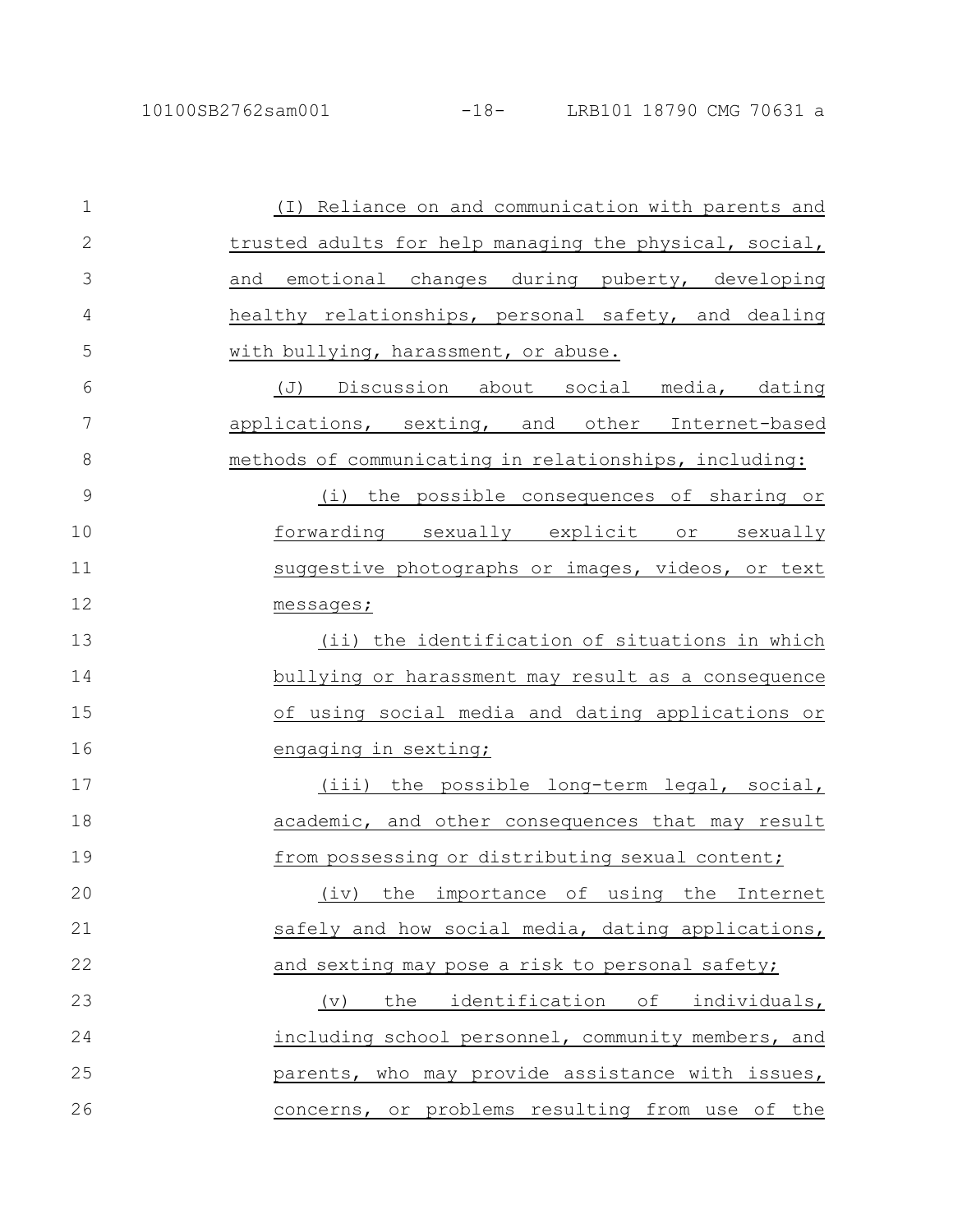(I) Reliance on and communication with parents and trusted adults for help managing the physical, social, and emotional changes during puberty, developing healthy relationships, personal safety, and dealing with bullying, harassment, or abuse.

(J) Discussion about social media, dating applications, sexting, and other Internet-based methods of communicating in relationships, including:

(i) the possible consequences of sharing or forwarding sexually explicit or sexually suggestive photographs or images, videos, or text messages;

(ii) the identification of situations in which bullying or harassment may result as a consequence of using social media and dating applications or engaging in sexting;

(iii) the possible long-term legal, social, academic, and other consequences that may result from possessing or distributing sexual content;

(iv) the importance of using the Internet safely and how social media, dating applications, and sexting may pose a risk to personal safety;

(v) the identification of individuals, including school personnel, community members, and parents, who may provide assistance with issues, concerns, or problems resulting from use of the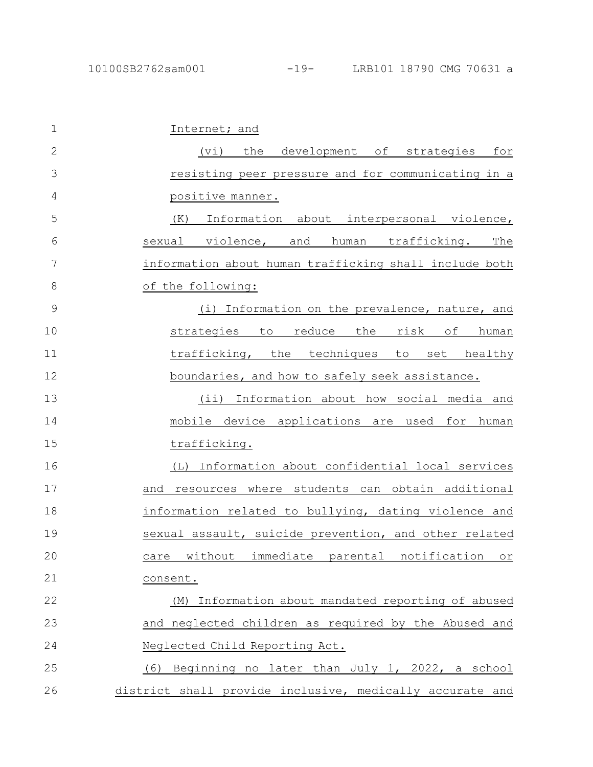Internet; and

(vi) the development of strategies for resisting peer pressure and for communicating in a positive manner.

(K) Information about interpersonal violence, sexual violence, and human trafficking. The information about human trafficking shall include both of the following:

(i) Information on the prevalence, nature, and strategies to reduce the risk of human trafficking, the techniques to set healthy boundaries, and how to safely seek assistance.

(ii) Information about how social media and mobile device applications are used for human trafficking.

(L) Information about confidential local services and resources where students can obtain additional information related to bullying, dating violence and sexual assault, suicide prevention, and other related care without immediate parental notification or consent.

(M) Information about mandated reporting of abused and neglected children as required by the Abused and Neglected Child Reporting Act.

(6) Beginning no later than July 1, 2022, a school district shall provide inclusive, medically accurate and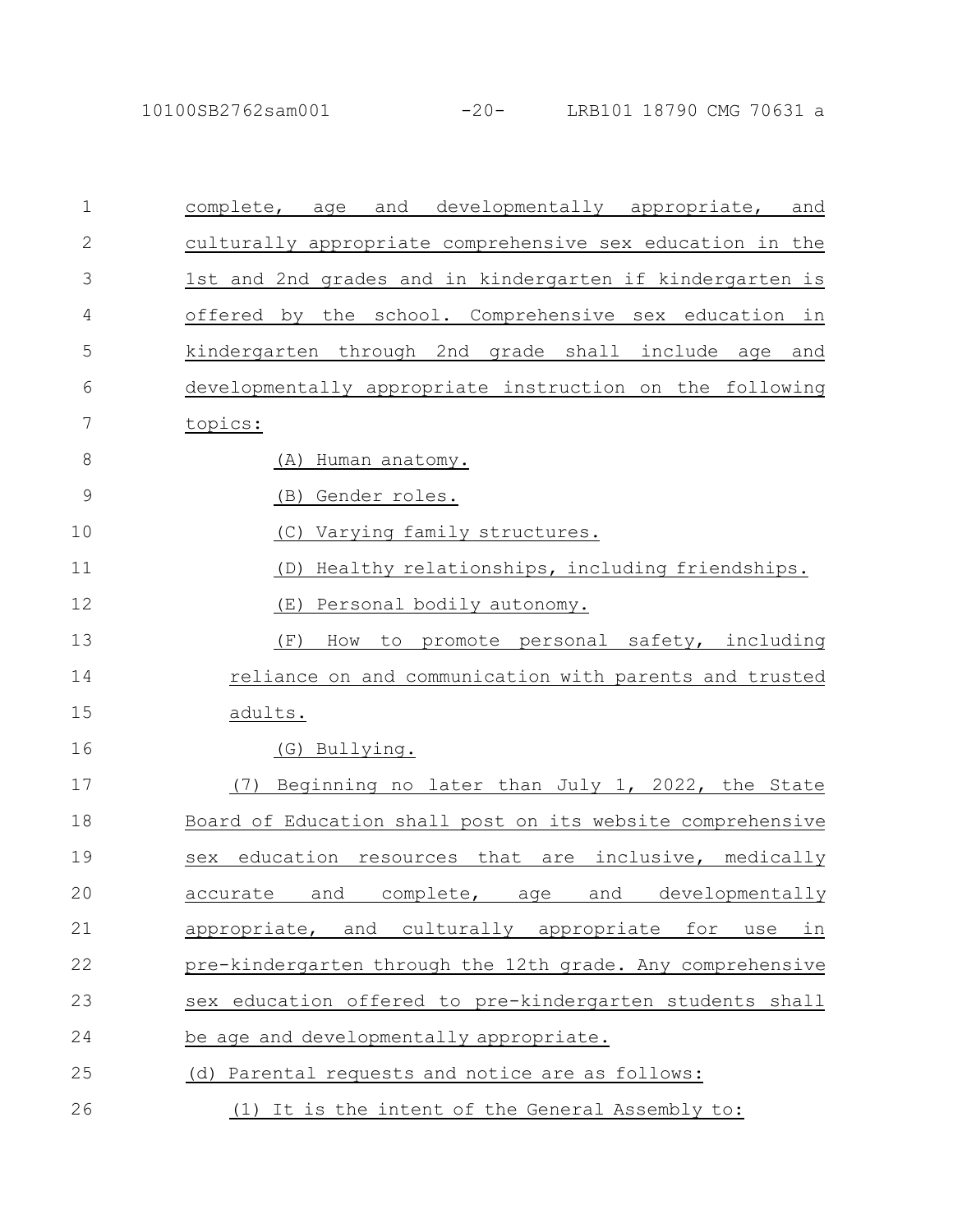complete, age and developmentally appropriate, and culturally appropriate comprehensive sex education in the 1st and 2nd grades and in kindergarten if kindergarten is offered by the school. Comprehensive sex education in kindergarten through 2nd grade shall include age and developmentally appropriate instruction on the following topics:

(A) Human anatomy.

(B) Gender roles.

(C) Varying family structures.

(D) Healthy relationships, including friendships.

(E) Personal bodily autonomy.

(F) How to promote personal safety, including reliance on and communication with parents and trusted adults.

(G) Bullying.

(7) Beginning no later than July 1, 2022, the State Board of Education shall post on its website comprehensive sex education resources that are inclusive, medically accurate and complete, age and developmentally appropriate, and culturally appropriate for use in pre-kindergarten through the 12th grade. Any comprehensive sex education offered to pre-kindergarten students shall be age and developmentally appropriate.

(d) Parental requests and notice are as follows:

(1) It is the intent of the General Assembly to: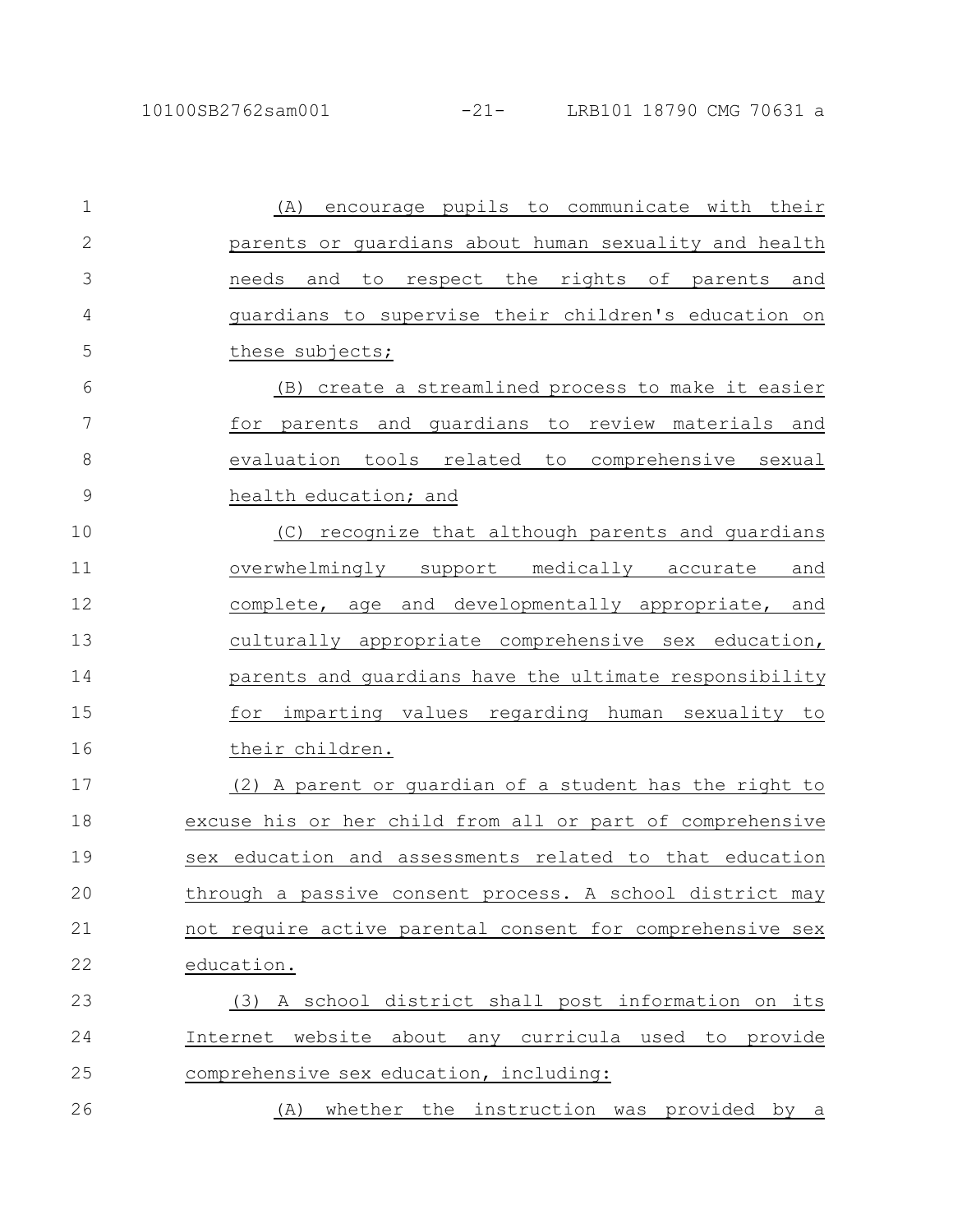(A) encourage pupils to communicate with their parents or guardians about human sexuality and health needs and to respect the rights of parents and guardians to supervise their children's education on these subjects;

(B) create a streamlined process to make it easier for parents and guardians to review materials and evaluation tools related to comprehensive sexual health education; and

(C) recognize that although parents and guardians overwhelmingly support medically accurate and complete, age and developmentally appropriate, and culturally appropriate comprehensive sex education, parents and guardians have the ultimate responsibility for imparting values regarding human sexuality to their children.

(2) A parent or guardian of a student has the right to excuse his or her child from all or part of comprehensive sex education and assessments related to that education through a passive consent process. A school district may not require active parental consent for comprehensive sex education.

(3) A school district shall post information on its Internet website about any curricula used to provide comprehensive sex education, including:

(A) whether the instruction was provided by a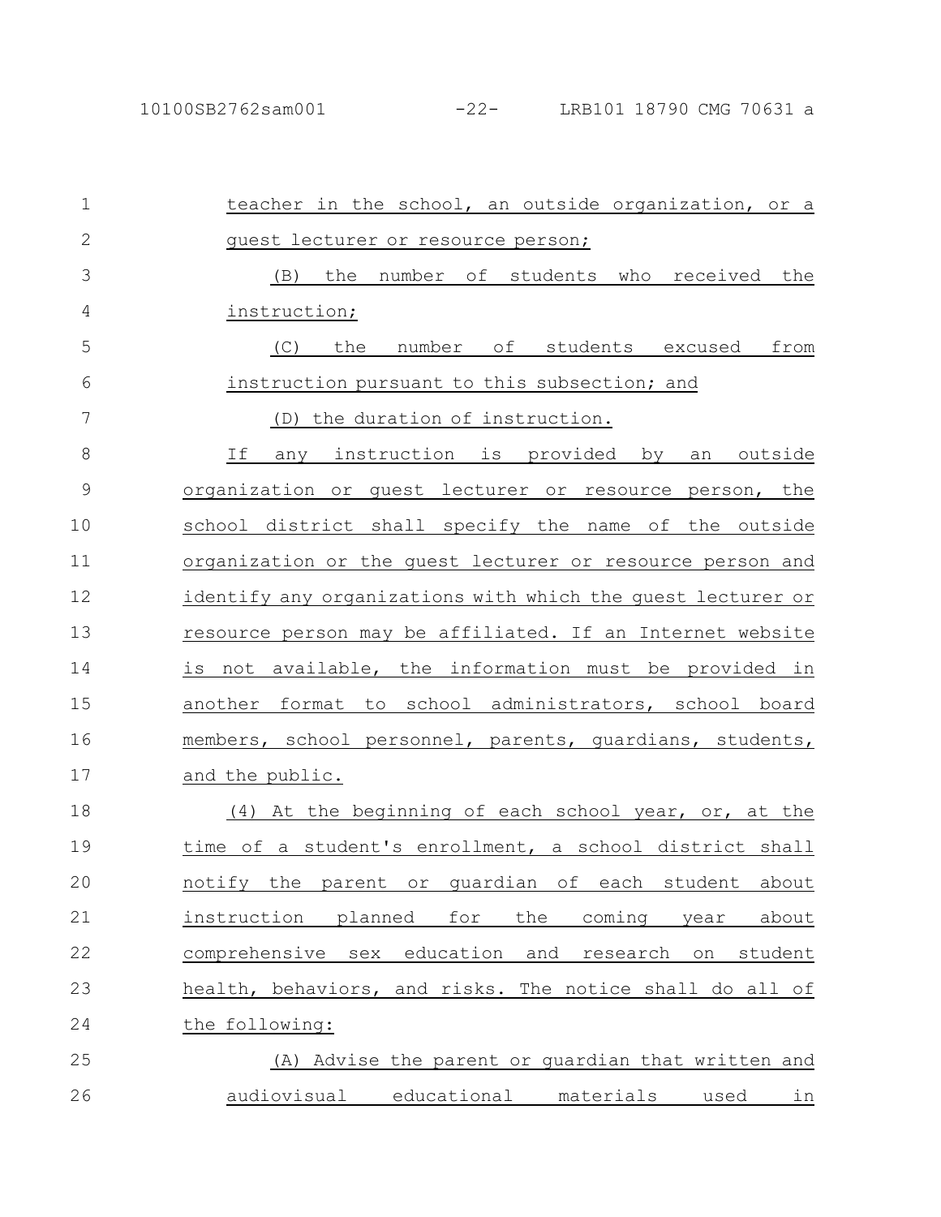teacher in the school, an outside organization, or a guest lecturer or resource person;

(B) the number of students who received the instruction;

(C) the number of students excused from instruction pursuant to this subsection; and

(D) the duration of instruction.

If any instruction is provided by an outside organization or guest lecturer or resource person, the school district shall specify the name of the outside organization or the guest lecturer or resource person and identify any organizations with which the guest lecturer or resource person may be affiliated. If an Internet website is not available, the information must be provided in another format to school administrators, school board members, school personnel, parents, guardians, students, and the public.

(4) At the beginning of each school year, or, at the time of a student's enrollment, a school district shall notify the parent or guardian of each student about instruction planned for the coming year about comprehensive sex education and research on student health, behaviors, and risks. The notice shall do all of the following:

(A) Advise the parent or guardian that written and audiovisual educational materials used in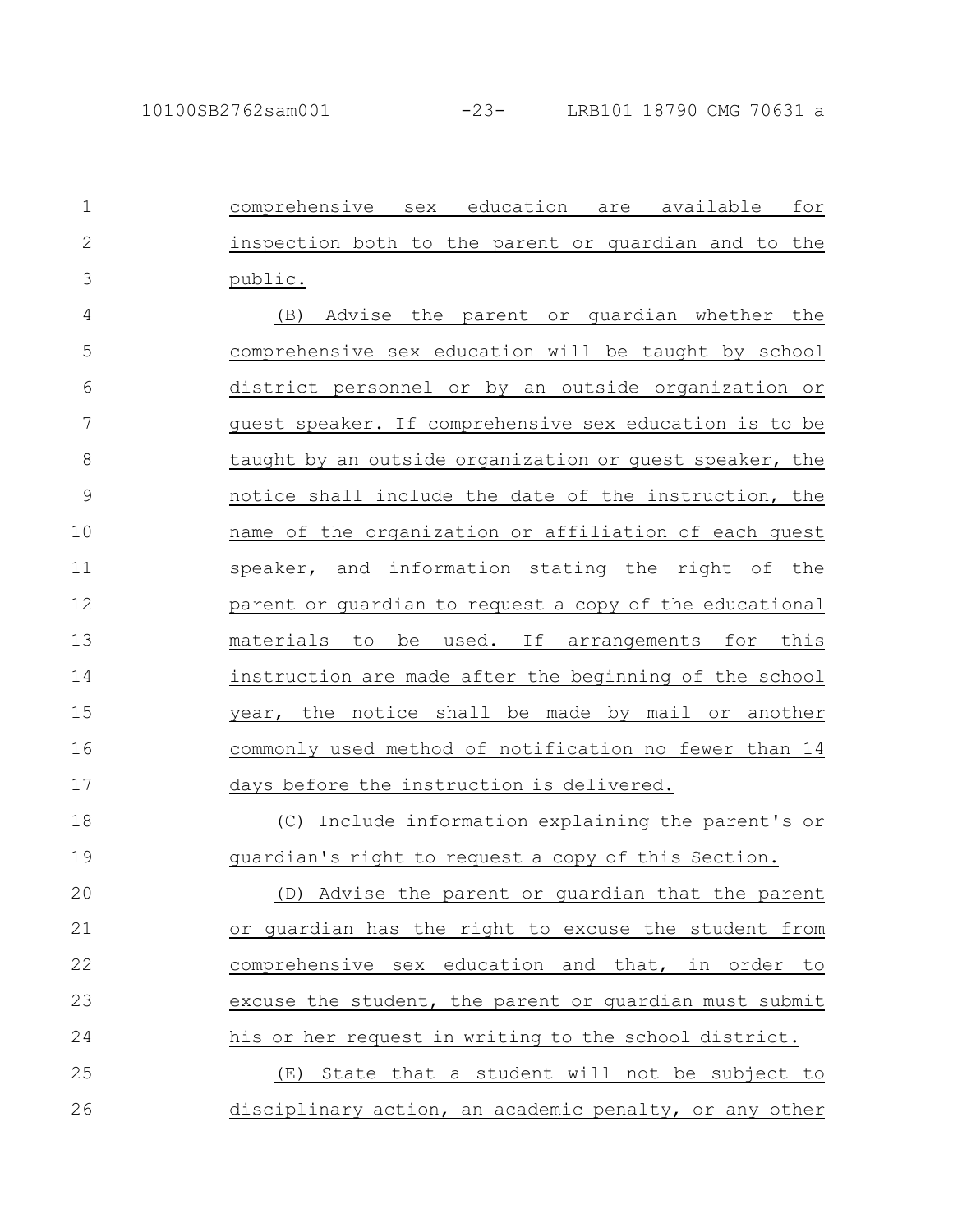comprehensive sex education are available for inspection both to the parent or guardian and to the public.

(B) Advise the parent or guardian whether the comprehensive sex education will be taught by school district personnel or by an outside organization or guest speaker. If comprehensive sex education is to be taught by an outside organization or guest speaker, the notice shall include the date of the instruction, the name of the organization or affiliation of each guest speaker, and information stating the right of the parent or guardian to request a copy of the educational materials to be used. If arrangements for this instruction are made after the beginning of the school year, the notice shall be made by mail or another commonly used method of notification no fewer than 14 days before the instruction is delivered.

(C) Include information explaining the parent's or guardian's right to request a copy of this Section.

(D) Advise the parent or guardian that the parent or guardian has the right to excuse the student from comprehensive sex education and that, in order to excuse the student, the parent or guardian must submit his or her request in writing to the school district.

(E) State that a student will not be subject to disciplinary action, an academic penalty, or any other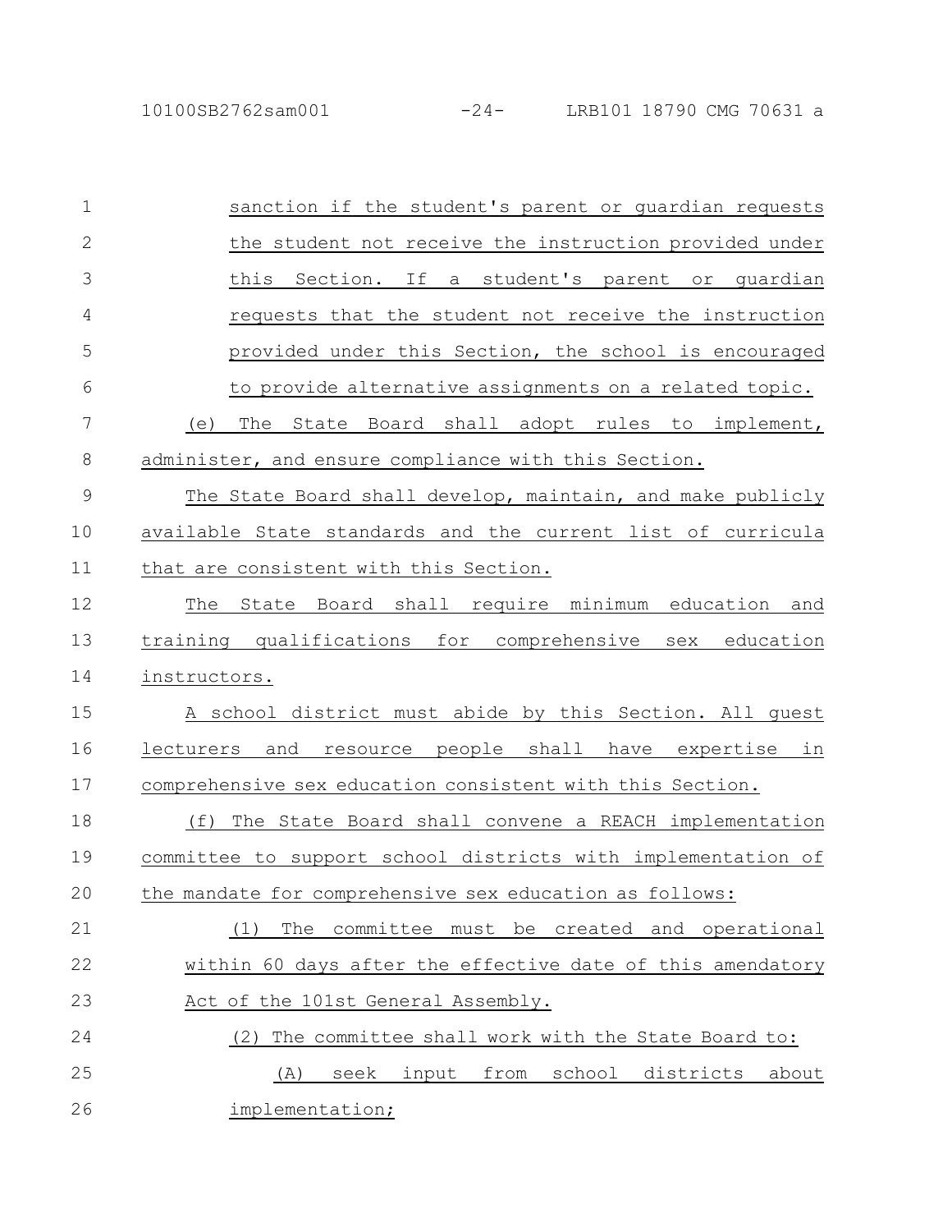sanction if the student's parent or guardian requests the student not receive the instruction provided under this Section. If a student's parent or guardian requests that the student not receive the instruction provided under this Section, the school is encouraged to provide alternative assignments on a related topic.

(e) The State Board shall adopt rules to implement, administer, and ensure compliance with this Section.

The State Board shall develop, maintain, and make publicly available State standards and the current list of curricula that are consistent with this Section.

The State Board shall require minimum education and training qualifications for comprehensive sex education instructors.

A school district must abide by this Section. All guest lecturers and resource people shall have expertise in comprehensive sex education consistent with this Section.

(f) The State Board shall convene a REACH implementation committee to support school districts with implementation of the mandate for comprehensive sex education as follows:

(1) The committee must be created and operational within 60 days after the effective date of this amendatory Act of the 101st General Assembly.

(2) The committee shall work with the State Board to:

(A) seek input from school districts about implementation;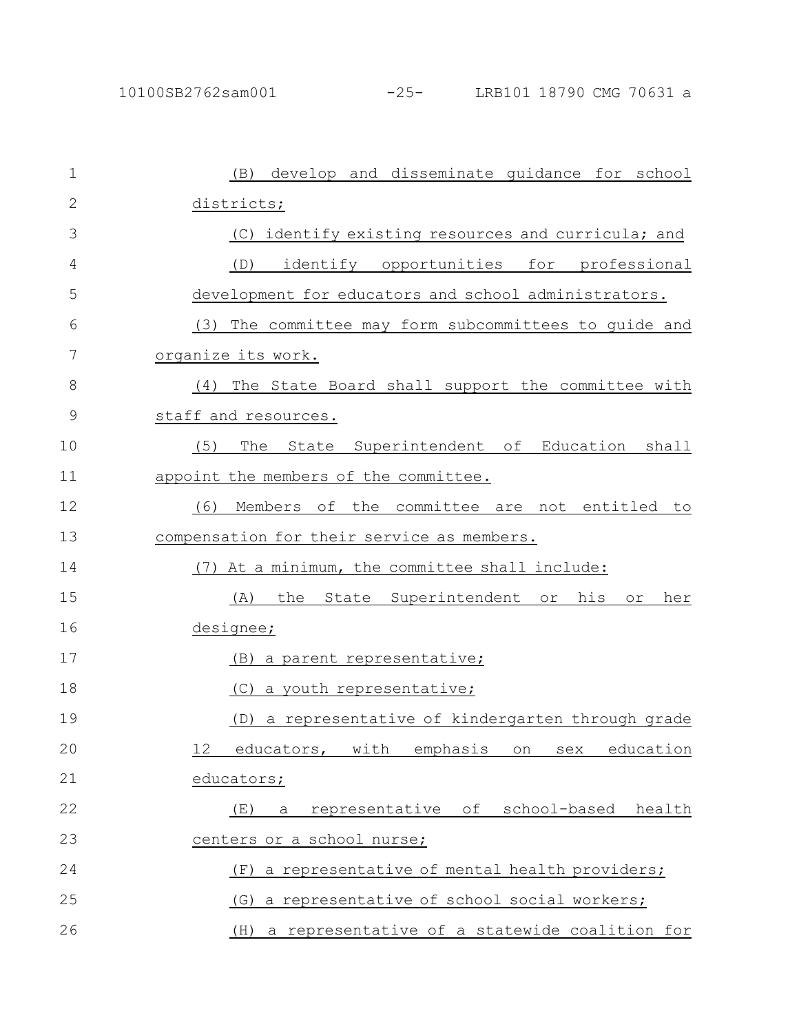(B) develop and disseminate guidance for school districts;

(C) identify existing resources and curricula; and

(D) identify opportunities for professional development for educators and school administrators.

(3) The committee may form subcommittees to guide and organize its work.

(4) The State Board shall support the committee with staff and resources.

(5) The State Superintendent of Education shall appoint the members of the committee.

(6) Members of the committee are not entitled to compensation for their service as members.

(7) At a minimum, the committee shall include:

(A) the State Superintendent or his or her designee;

(B) a parent representative;

(C) a youth representative;

(D) a representative of kindergarten through grade 12 educators, with emphasis on sex education educators;

(E) a representative of school-based health centers or a school nurse;

(F) a representative of mental health providers;

(G) a representative of school social workers;

(H) a representative of a statewide coalition for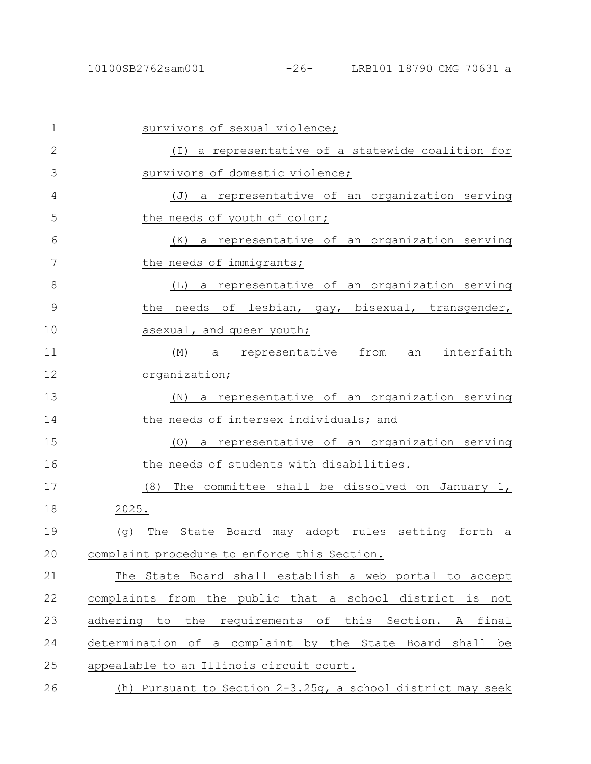survivors of sexual violence;

(I) a representative of a statewide coalition for survivors of domestic violence;

(J) a representative of an organization serving the needs of youth of color;

(K) a representative of an organization serving the needs of immigrants;

(L) a representative of an organization serving the needs of lesbian, gay, bisexual, transgender, asexual, and queer youth;

(M) a representative from an interfaith organization;

(N) a representative of an organization serving the needs of intersex individuals; and

(O) a representative of an organization serving the needs of students with disabilities.

(8) The committee shall be dissolved on January 1, 2025.

(g) The State Board may adopt rules setting forth a complaint procedure to enforce this Section.

The State Board shall establish a web portal to accept complaints from the public that a school district is not adhering to the requirements of this Section. A final determination of a complaint by the State Board shall be appealable to an Illinois circuit court.

(h) Pursuant to Section 2-3.25g, a school district may seek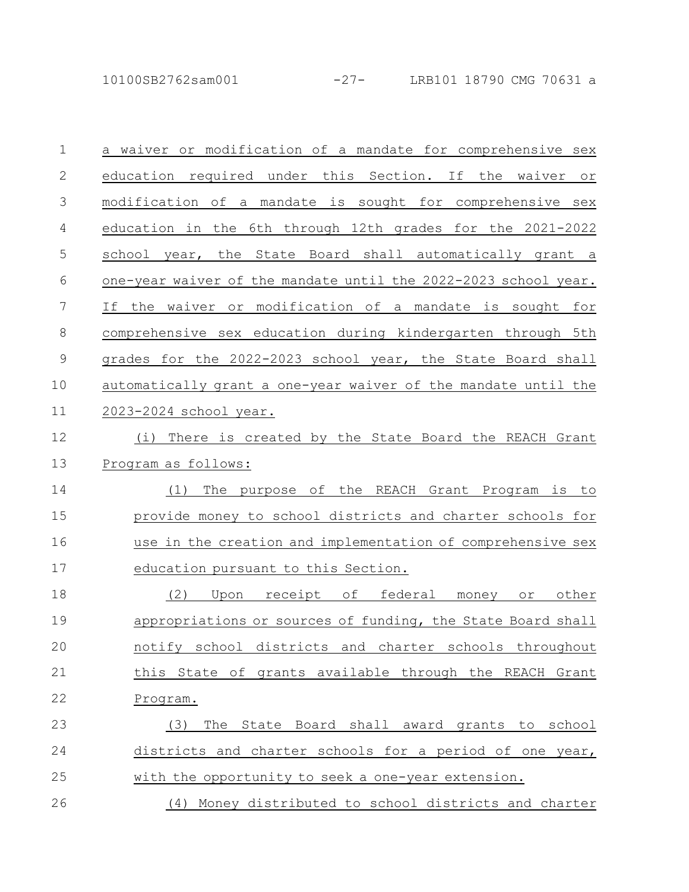a waiver or modification of a mandate for comprehensive sex education required under this Section. If the waiver or modification of a mandate is sought for comprehensive sex education in the 6th through 12th grades for the 2021-2022 school year, the State Board shall automatically grant a one-year waiver of the mandate until the 2022-2023 school year. If the waiver or modification of a mandate is sought for comprehensive sex education during kindergarten through 5th grades for the 2022-2023 school year, the State Board shall automatically grant a one-year waiver of the mandate until the 2023-2024 school year.

(i) There is created by the State Board the REACH Grant Program as follows:

(1) The purpose of the REACH Grant Program is to provide money to school districts and charter schools for use in the creation and implementation of comprehensive sex education pursuant to this Section.

(2) Upon receipt of federal money or other appropriations or sources of funding, the State Board shall notify school districts and charter schools throughout this State of grants available through the REACH Grant Program.

(3) The State Board shall award grants to school districts and charter schools for a period of one year, with the opportunity to seek a one-year extension.

(4) Money distributed to school districts and charter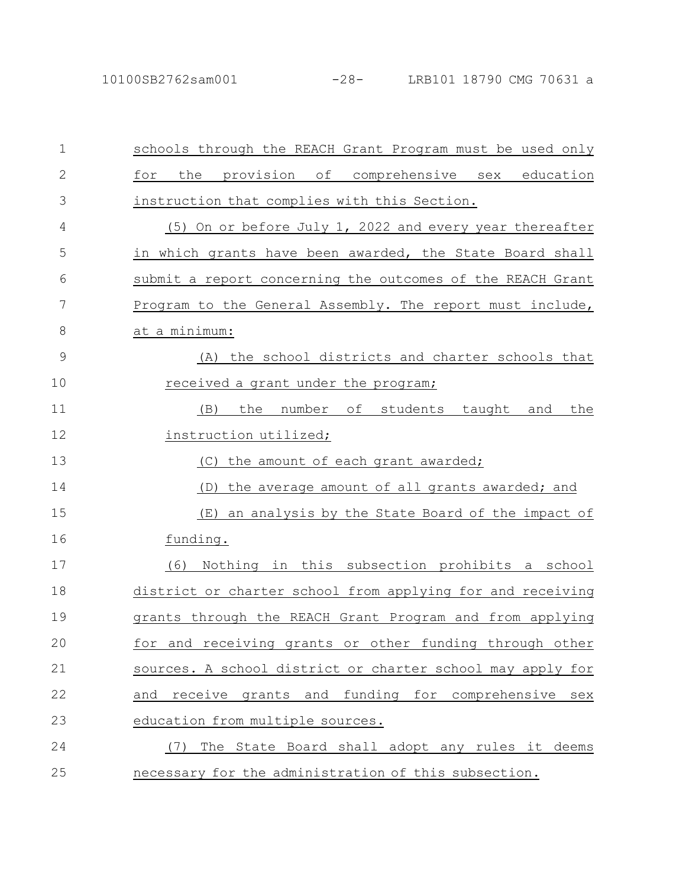schools through the REACH Grant Program must be used only for the provision of comprehensive sex education instruction that complies with this Section.

(5) On or before July 1, 2022 and every year thereafter in which grants have been awarded, the State Board shall submit a report concerning the outcomes of the REACH Grant Program to the General Assembly. The report must include, at a minimum:

(A) the school districts and charter schools that received a grant under the program;

(B) the number of students taught and the instruction utilized;

(C) the amount of each grant awarded;

(D) the average amount of all grants awarded; and

(E) an analysis by the State Board of the impact of funding.

(6) Nothing in this subsection prohibits a school district or charter school from applying for and receiving grants through the REACH Grant Program and from applying for and receiving grants or other funding through other sources. A school district or charter school may apply for and receive grants and funding for comprehensive sex education from multiple sources.

(7) The State Board shall adopt any rules it deems necessary for the administration of this subsection.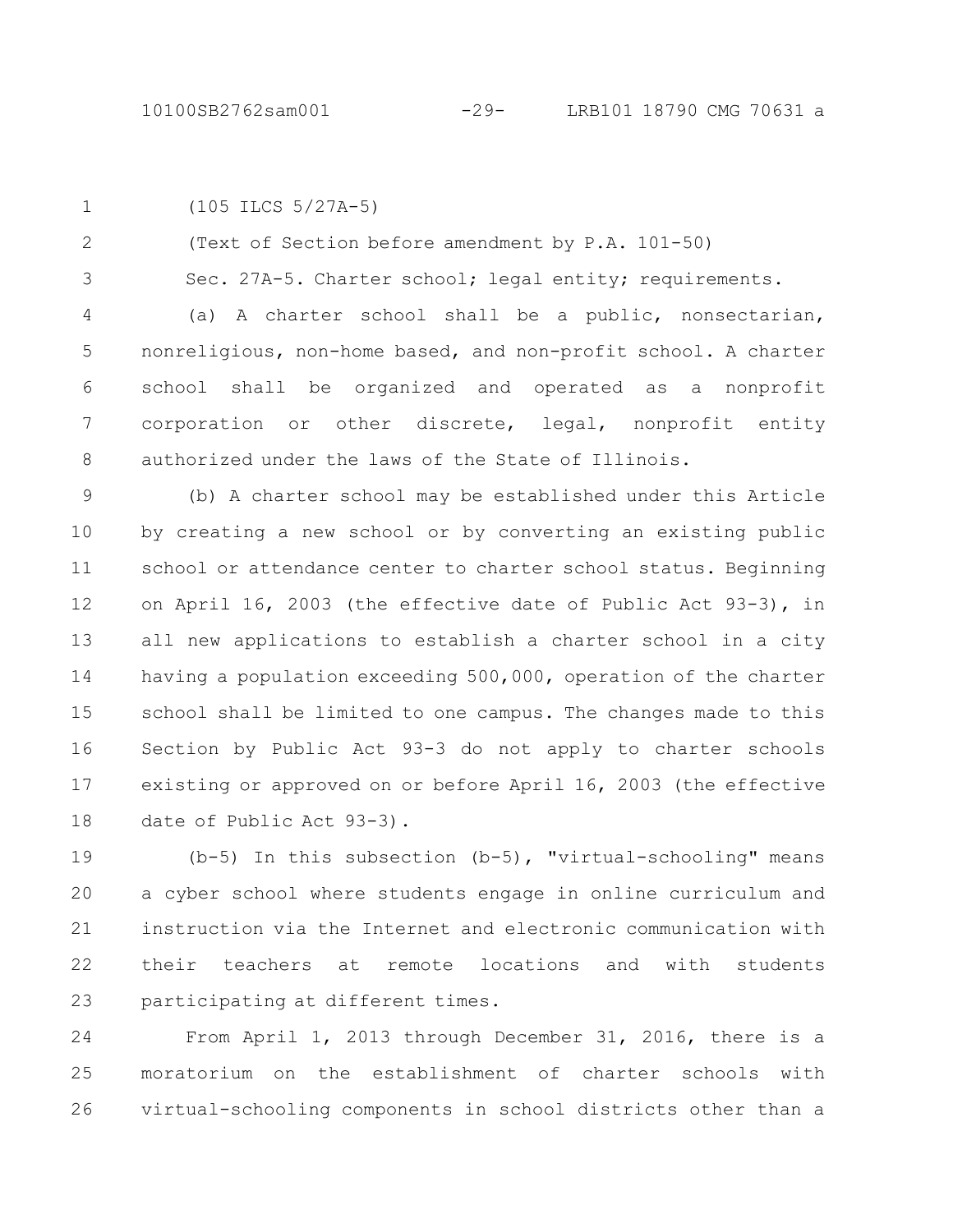(105 ILCS 5/27A-5)

(Text of Section before amendment by P.A. 101-50)

Sec. 27A-5. Charter school; legal entity; requirements.

(a) A charter school shall be a public, nonsectarian, nonreligious, non-home based, and non-profit school. A charter school shall be organized and operated as a nonprofit corporation or other discrete, legal, nonprofit entity authorized under the laws of the State of Illinois.

(b) A charter school may be established under this Article by creating a new school or by converting an existing public school or attendance center to charter school status. Beginning on April 16, 2003 (the effective date of Public Act 93-3), in all new applications to establish a charter school in a city having a population exceeding 500,000, operation of the charter school shall be limited to one campus. The changes made to this Section by Public Act 93-3 do not apply to charter schools existing or approved on or before April 16, 2003 (the effective date of Public Act 93-3).

(b-5) In this subsection (b-5), "virtual-schooling" means a cyber school where students engage in online curriculum and instruction via the Internet and electronic communication with their teachers at remote locations and with students participating at different times.

From April 1, 2013 through December 31, 2016, there is a moratorium on the establishment of charter schools with virtual-schooling components in school districts other than a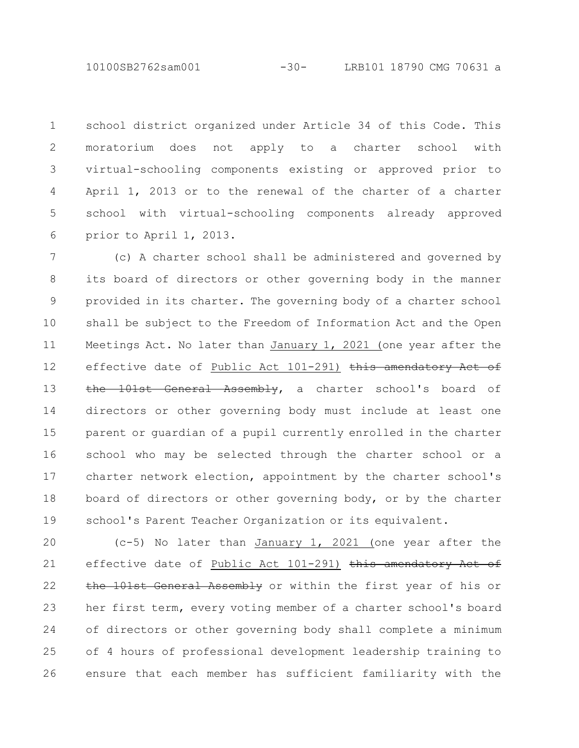school district organized under Article 34 of this Code. This moratorium does not apply to a charter school with virtual-schooling components existing or approved prior to April 1, 2013 or to the renewal of the charter of a charter school with virtual-schooling components already approved prior to April 1, 2013.

(c) A charter school shall be administered and governed by its board of directors or other governing body in the manner provided in its charter. The governing body of a charter school shall be subject to the Freedom of Information Act and the Open Meetings Act. No later than <u>January 1, 2021 (</u>one year after the effective date of <u>Public Act 101-291)</u> ~~this amendatory Act of the 101st General Assembly~~, a charter school's board of directors or other governing body must include at least one parent or guardian of a pupil currently enrolled in the charter school who may be selected through the charter school or a charter network election, appointment by the charter school's board of directors or other governing body, or by the charter school's Parent Teacher Organization or its equivalent.

(c-5) No later than <u>January 1, 2021 (</u>one year after the effective date of <u>Public Act 101-291)</u> ~~this amendatory Act of the 101st General Assembly~~ or within the first year of his or her first term, every voting member of a charter school's board of directors or other governing body shall complete a minimum of 4 hours of professional development leadership training to ensure that each member has sufficient familiarity with the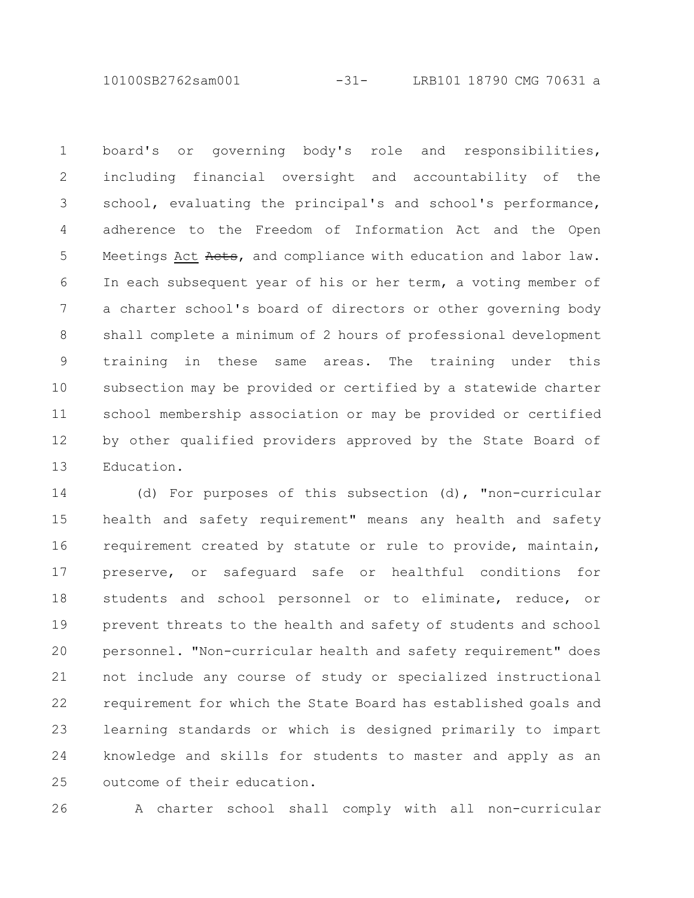board's or governing body's role and responsibilities, including financial oversight and accountability of the school, evaluating the principal's and school's performance, adherence to the Freedom of Information Act and the Open Meetings Act ~~Acts~~, and compliance with education and labor law. In each subsequent year of his or her term, a voting member of a charter school's board of directors or other governing body shall complete a minimum of 2 hours of professional development training in these same areas. The training under this subsection may be provided or certified by a statewide charter school membership association or may be provided or certified by other qualified providers approved by the State Board of Education.

(d) For purposes of this subsection (d), "non-curricular health and safety requirement" means any health and safety requirement created by statute or rule to provide, maintain, preserve, or safeguard safe or healthful conditions for students and school personnel or to eliminate, reduce, or prevent threats to the health and safety of students and school personnel. "Non-curricular health and safety requirement" does not include any course of study or specialized instructional requirement for which the State Board has established goals and learning standards or which is designed primarily to impart knowledge and skills for students to master and apply as an outcome of their education.

A charter school shall comply with all non-curricular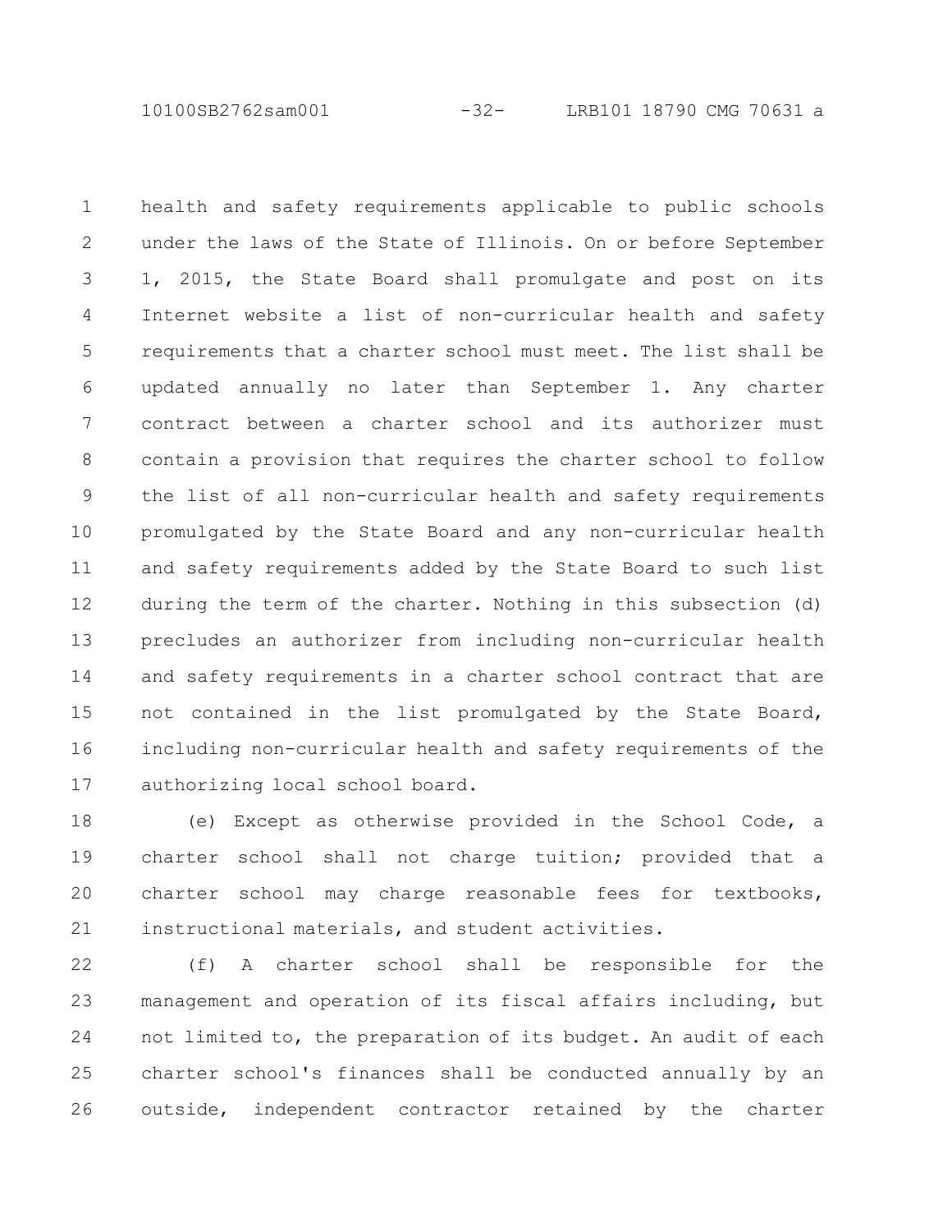health and safety requirements applicable to public schools under the laws of the State of Illinois. On or before September 1, 2015, the State Board shall promulgate and post on its Internet website a list of non-curricular health and safety requirements that a charter school must meet. The list shall be updated annually no later than September 1. Any charter contract between a charter school and its authorizer must contain a provision that requires the charter school to follow the list of all non-curricular health and safety requirements promulgated by the State Board and any non-curricular health and safety requirements added by the State Board to such list during the term of the charter. Nothing in this subsection (d) precludes an authorizer from including non-curricular health and safety requirements in a charter school contract that are not contained in the list promulgated by the State Board, including non-curricular health and safety requirements of the authorizing local school board.

(e) Except as otherwise provided in the School Code, a charter school shall not charge tuition; provided that a charter school may charge reasonable fees for textbooks, instructional materials, and student activities.

(f) A charter school shall be responsible for the management and operation of its fiscal affairs including, but not limited to, the preparation of its budget. An audit of each charter school's finances shall be conducted annually by an outside, independent contractor retained by the charter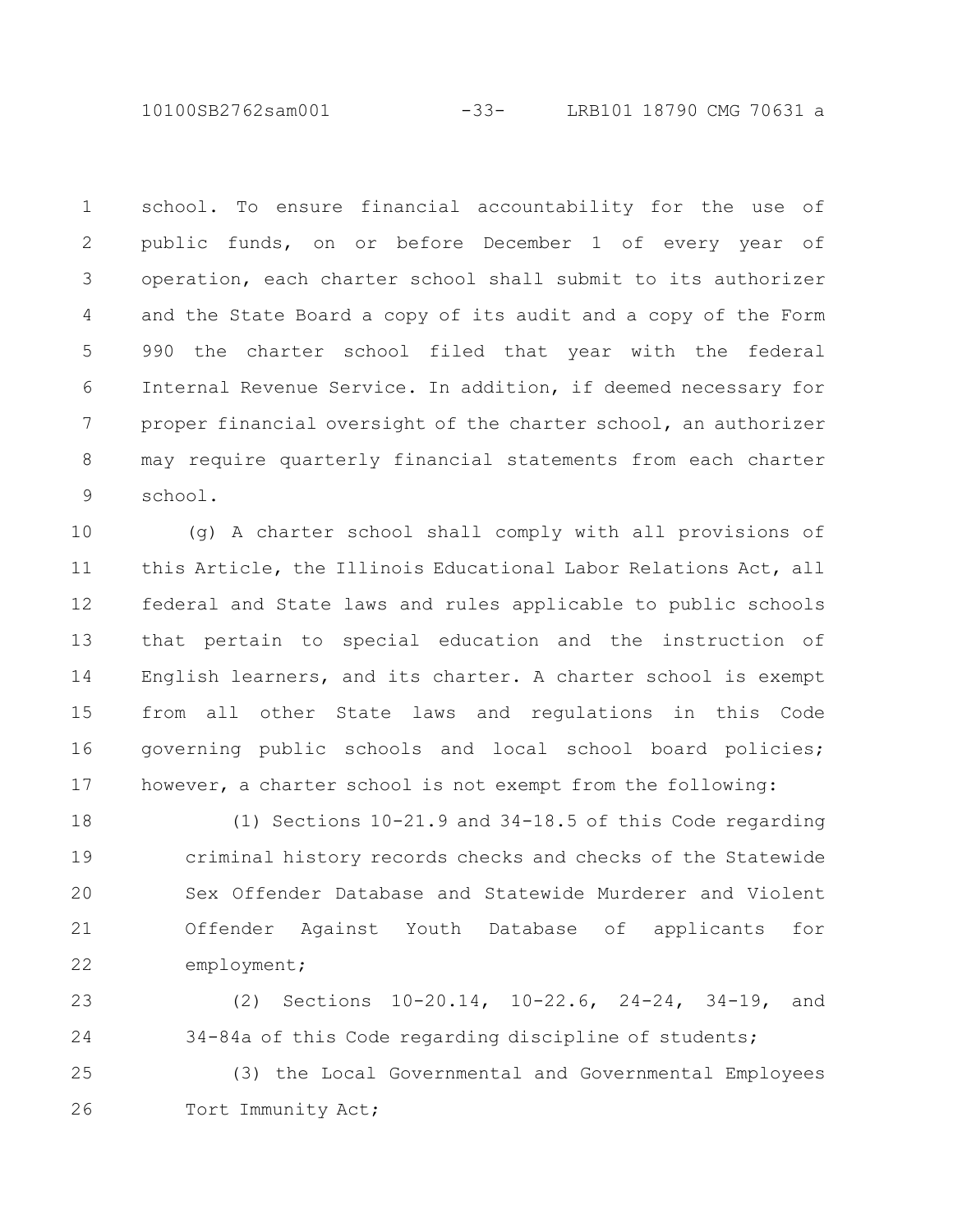school. To ensure financial accountability for the use of public funds, on or before December 1 of every year of operation, each charter school shall submit to its authorizer and the State Board a copy of its audit and a copy of the Form 990 the charter school filed that year with the federal Internal Revenue Service. In addition, if deemed necessary for proper financial oversight of the charter school, an authorizer may require quarterly financial statements from each charter school.

(g) A charter school shall comply with all provisions of this Article, the Illinois Educational Labor Relations Act, all federal and State laws and rules applicable to public schools that pertain to special education and the instruction of English learners, and its charter. A charter school is exempt from all other State laws and regulations in this Code governing public schools and local school board policies; however, a charter school is not exempt from the following:

(1) Sections 10-21.9 and 34-18.5 of this Code regarding criminal history records checks and checks of the Statewide Sex Offender Database and Statewide Murderer and Violent Offender Against Youth Database of applicants for employment;

(2) Sections 10-20.14, 10-22.6, 24-24, 34-19, and 34-84a of this Code regarding discipline of students;

(3) the Local Governmental and Governmental Employees Tort Immunity Act;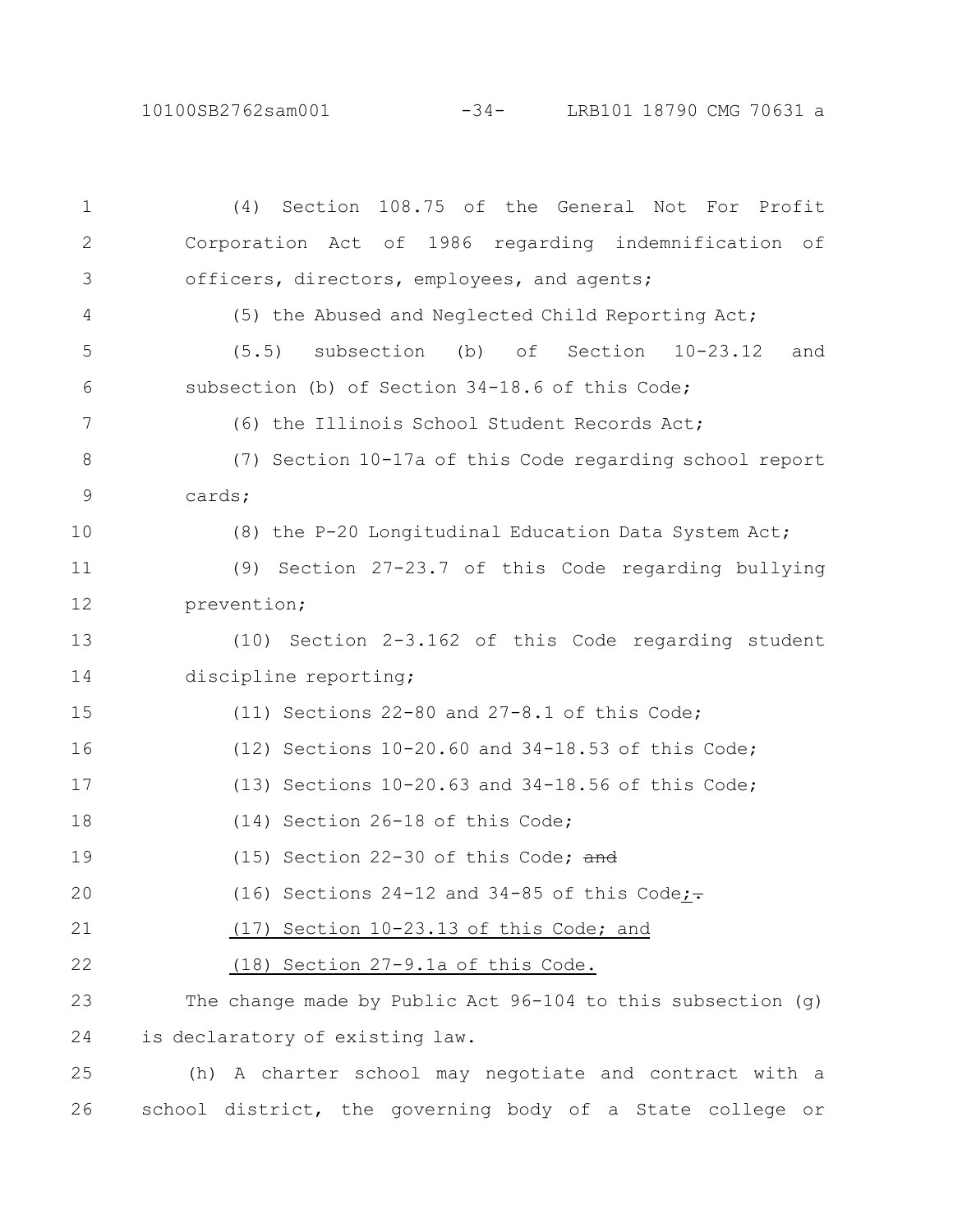(4) Section 108.75 of the General Not For Profit Corporation Act of 1986 regarding indemnification of officers, directors, employees, and agents;

(5) the Abused and Neglected Child Reporting Act;

(5.5) subsection (b) of Section 10-23.12 and subsection (b) of Section 34-18.6 of this Code;

(6) the Illinois School Student Records Act;

(7) Section 10-17a of this Code regarding school report cards;

(8) the P-20 Longitudinal Education Data System Act;

(9) Section 27-23.7 of this Code regarding bullying prevention;

(10) Section 2-3.162 of this Code regarding student discipline reporting;

(11) Sections 22-80 and 27-8.1 of this Code;

(12) Sections 10-20.60 and 34-18.53 of this Code;

(13) Sections 10-20.63 and 34-18.56 of this Code;

(14) Section 26-18 of this Code;

(15) Section 22-30 of this Code; ~~and~~

(16) Sections 24-12 and 34-85 of this Code;~~.~~

(17) Section 10-23.13 of this Code; and

(18) Section 27-9.1a of this Code.

The change made by Public Act 96-104 to this subsection (g) is declaratory of existing law.

(h) A charter school may negotiate and contract with a school district, the governing body of a State college or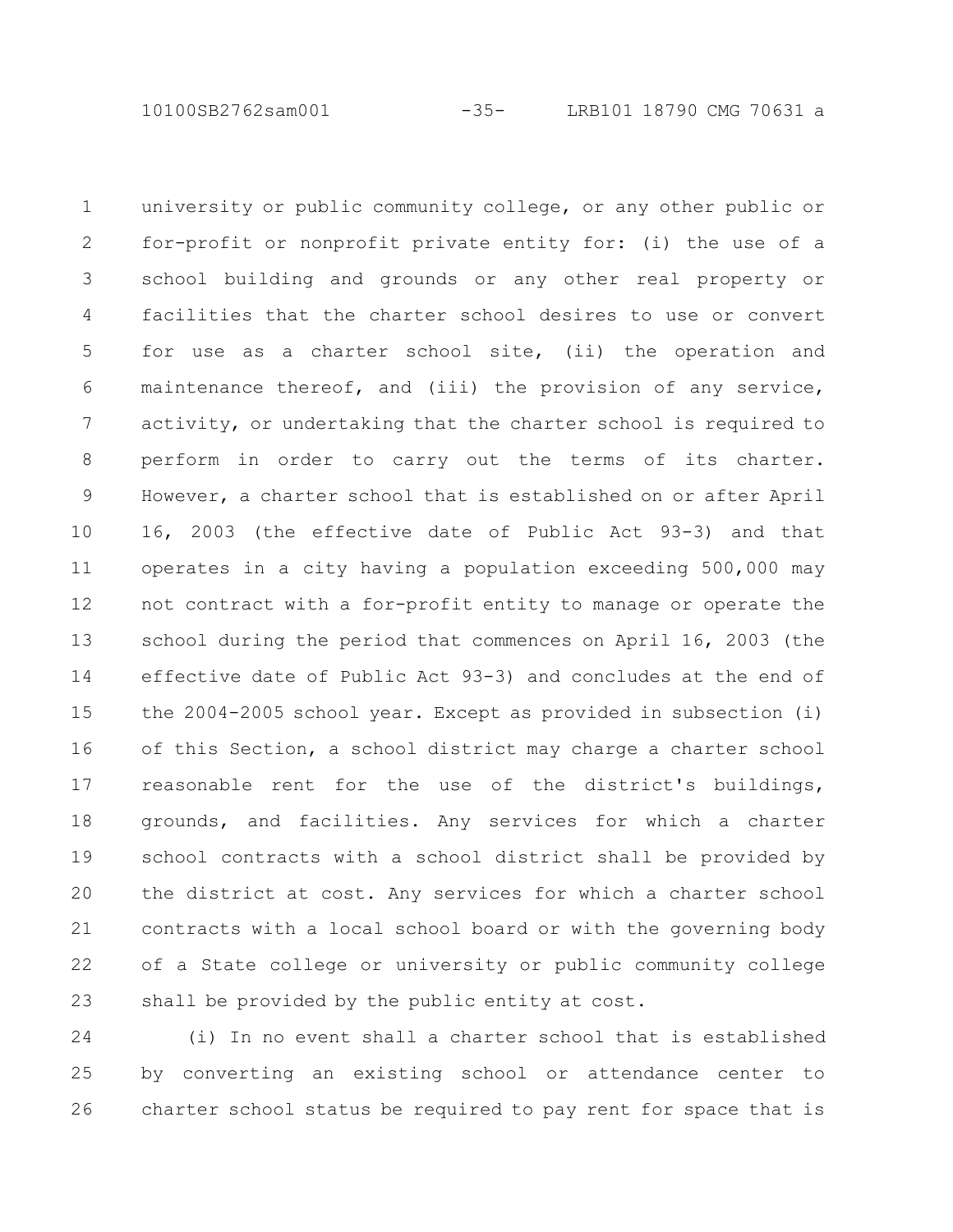university or public community college, or any other public or for-profit or nonprofit private entity for: (i) the use of a school building and grounds or any other real property or facilities that the charter school desires to use or convert for use as a charter school site, (ii) the operation and maintenance thereof, and (iii) the provision of any service, activity, or undertaking that the charter school is required to perform in order to carry out the terms of its charter. However, a charter school that is established on or after April 16, 2003 (the effective date of Public Act 93-3) and that operates in a city having a population exceeding 500,000 may not contract with a for-profit entity to manage or operate the school during the period that commences on April 16, 2003 (the effective date of Public Act 93-3) and concludes at the end of the 2004-2005 school year. Except as provided in subsection (i) of this Section, a school district may charge a charter school reasonable rent for the use of the district's buildings, grounds, and facilities. Any services for which a charter school contracts with a school district shall be provided by the district at cost. Any services for which a charter school contracts with a local school board or with the governing body of a State college or university or public community college shall be provided by the public entity at cost.

(i) In no event shall a charter school that is established by converting an existing school or attendance center to charter school status be required to pay rent for space that is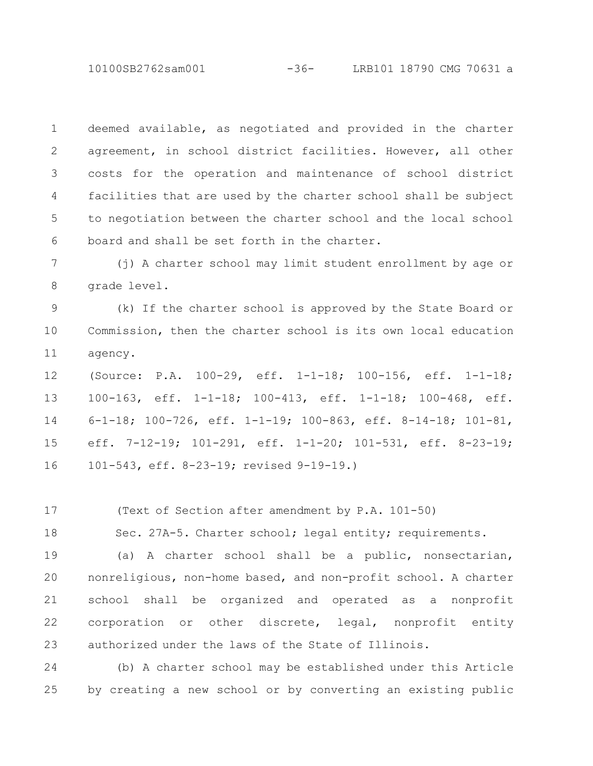deemed available, as negotiated and provided in the charter agreement, in school district facilities. However, all other costs for the operation and maintenance of school district facilities that are used by the charter school shall be subject to negotiation between the charter school and the local school board and shall be set forth in the charter.

(j) A charter school may limit student enrollment by age or grade level.

(k) If the charter school is approved by the State Board or Commission, then the charter school is its own local education agency.

(Source: P.A. 100-29, eff. 1-1-18; 100-156, eff. 1-1-18; 100-163, eff. 1-1-18; 100-413, eff. 1-1-18; 100-468, eff. 6-1-18; 100-726, eff. 1-1-19; 100-863, eff. 8-14-18; 101-81, eff. 7-12-19; 101-291, eff. 1-1-20; 101-531, eff. 8-23-19; 101-543, eff. 8-23-19; revised 9-19-19.)

(Text of Section after amendment by P.A. 101-50)

Sec. 27A-5. Charter school; legal entity; requirements.

(a) A charter school shall be a public, nonsectarian, nonreligious, non-home based, and non-profit school. A charter school shall be organized and operated as a nonprofit corporation or other discrete, legal, nonprofit entity authorized under the laws of the State of Illinois.

(b) A charter school may be established under this Article by creating a new school or by converting an existing public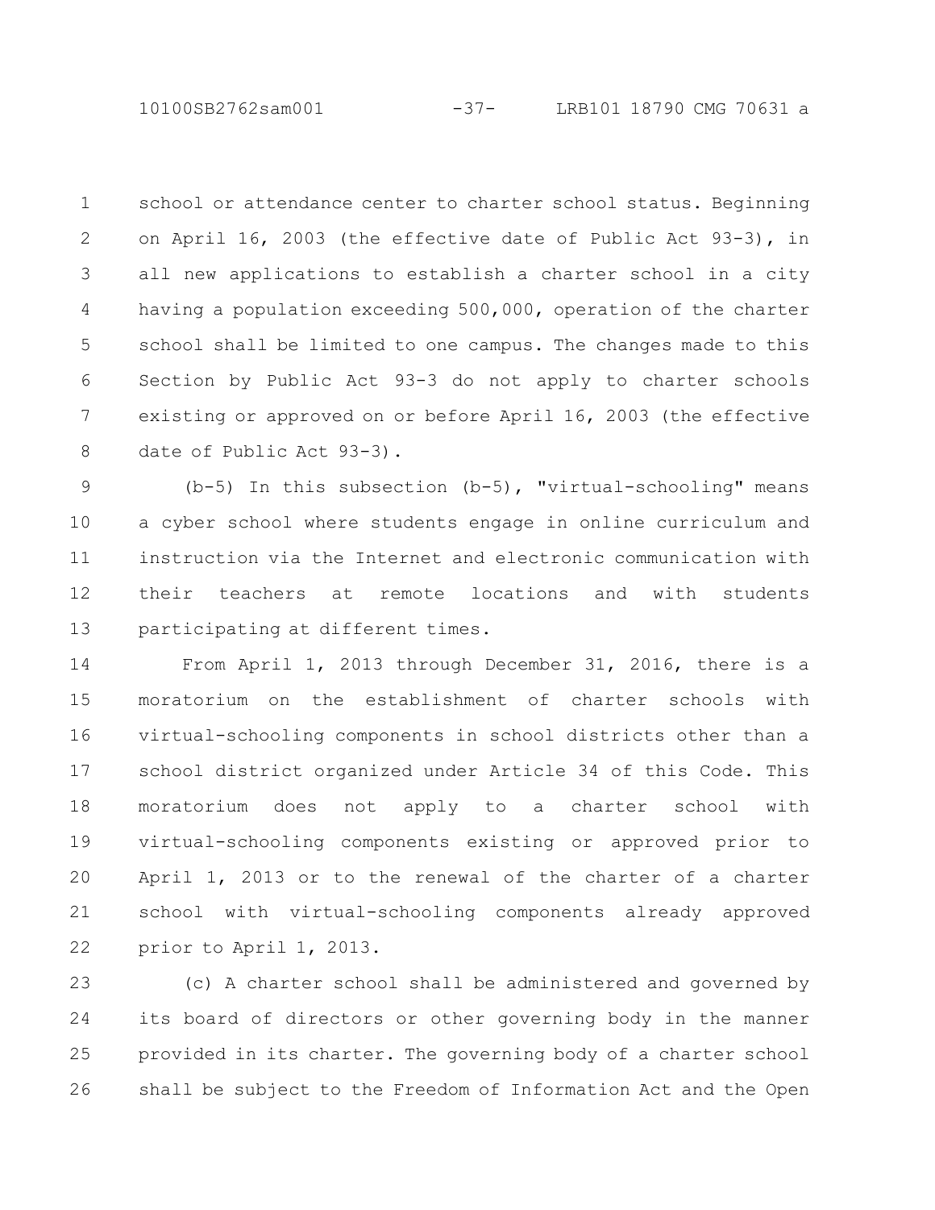school or attendance center to charter school status. Beginning on April 16, 2003 (the effective date of Public Act 93-3), in all new applications to establish a charter school in a city having a population exceeding 500,000, operation of the charter school shall be limited to one campus. The changes made to this Section by Public Act 93-3 do not apply to charter schools existing or approved on or before April 16, 2003 (the effective date of Public Act 93-3).

(b-5) In this subsection (b-5), "virtual-schooling" means a cyber school where students engage in online curriculum and instruction via the Internet and electronic communication with their teachers at remote locations and with students participating at different times.

From April 1, 2013 through December 31, 2016, there is a moratorium on the establishment of charter schools with virtual-schooling components in school districts other than a school district organized under Article 34 of this Code. This moratorium does not apply to a charter school with virtual-schooling components existing or approved prior to April 1, 2013 or to the renewal of the charter of a charter school with virtual-schooling components already approved prior to April 1, 2013.

(c) A charter school shall be administered and governed by its board of directors or other governing body in the manner provided in its charter. The governing body of a charter school shall be subject to the Freedom of Information Act and the Open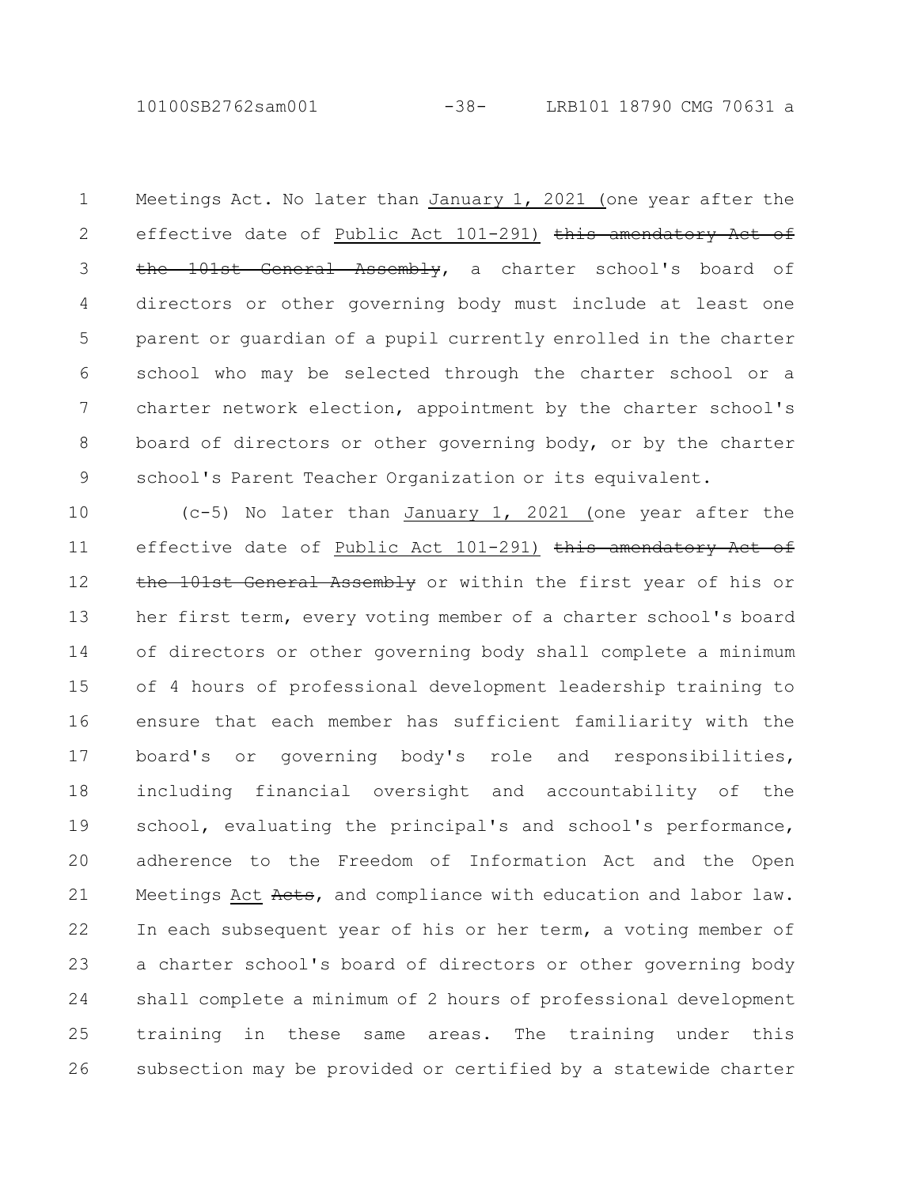Meetings Act. No later than January 1, 2021 (one year after the effective date of Public Act 101-291) ~~this amendatory Act of the 101st General Assembly~~, a charter school's board of directors or other governing body must include at least one parent or guardian of a pupil currently enrolled in the charter school who may be selected through the charter school or a charter network election, appointment by the charter school's board of directors or other governing body, or by the charter school's Parent Teacher Organization or its equivalent.

(c-5) No later than January 1, 2021 (one year after the effective date of Public Act 101-291) ~~this amendatory Act of the 101st General Assembly~~ or within the first year of his or her first term, every voting member of a charter school's board of directors or other governing body shall complete a minimum of 4 hours of professional development leadership training to ensure that each member has sufficient familiarity with the board's or governing body's role and responsibilities, including financial oversight and accountability of the school, evaluating the principal's and school's performance, adherence to the Freedom of Information Act and the Open Meetings Act ~~Acts~~, and compliance with education and labor law. In each subsequent year of his or her term, a voting member of a charter school's board of directors or other governing body shall complete a minimum of 2 hours of professional development training in these same areas. The training under this subsection may be provided or certified by a statewide charter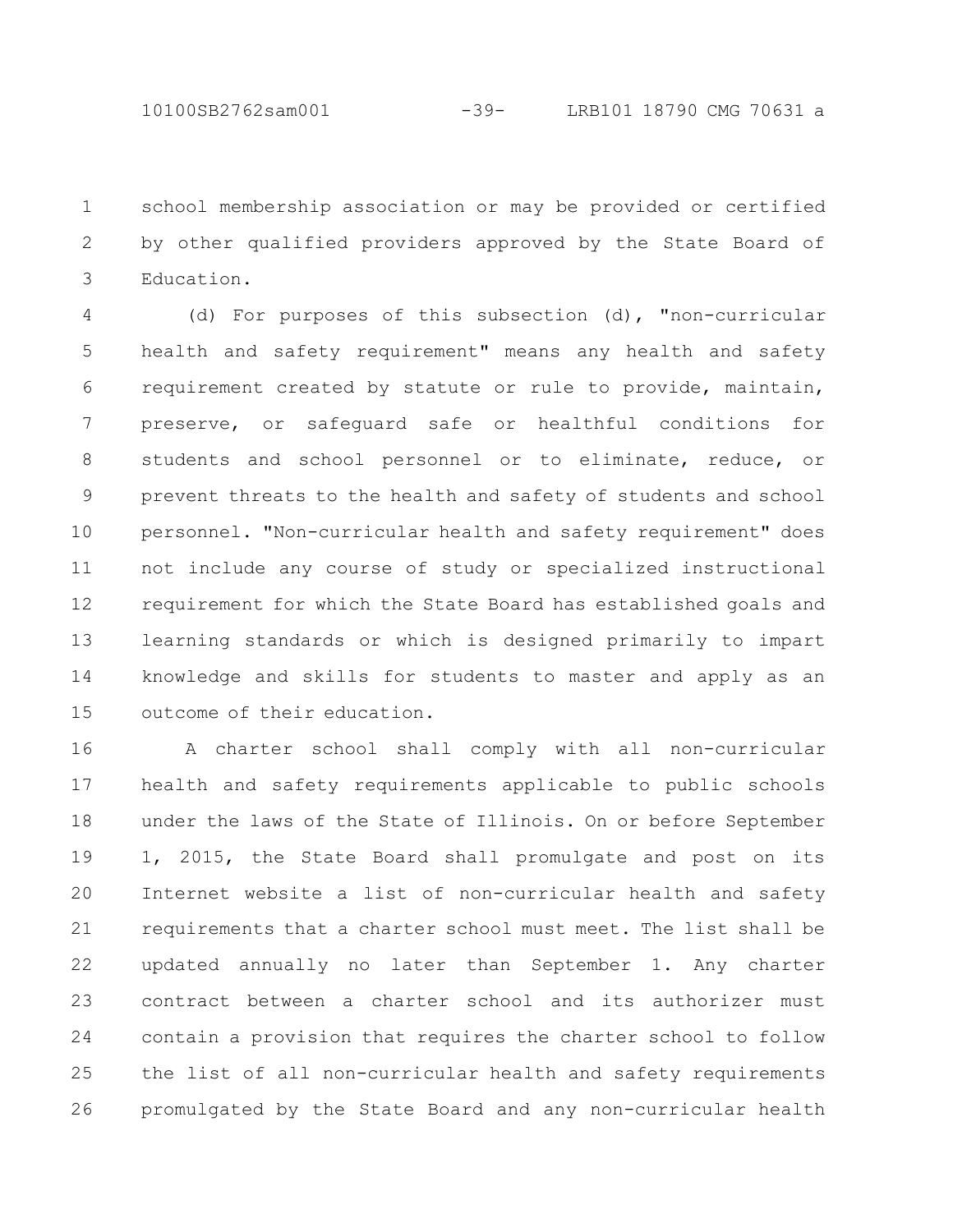school membership association or may be provided or certified by other qualified providers approved by the State Board of Education.

(d) For purposes of this subsection (d), "non-curricular health and safety requirement" means any health and safety requirement created by statute or rule to provide, maintain, preserve, or safeguard safe or healthful conditions for students and school personnel or to eliminate, reduce, or prevent threats to the health and safety of students and school personnel. "Non-curricular health and safety requirement" does not include any course of study or specialized instructional requirement for which the State Board has established goals and learning standards or which is designed primarily to impart knowledge and skills for students to master and apply as an outcome of their education.

A charter school shall comply with all non-curricular health and safety requirements applicable to public schools under the laws of the State of Illinois. On or before September 1, 2015, the State Board shall promulgate and post on its Internet website a list of non-curricular health and safety requirements that a charter school must meet. The list shall be updated annually no later than September 1. Any charter contract between a charter school and its authorizer must contain a provision that requires the charter school to follow the list of all non-curricular health and safety requirements promulgated by the State Board and any non-curricular health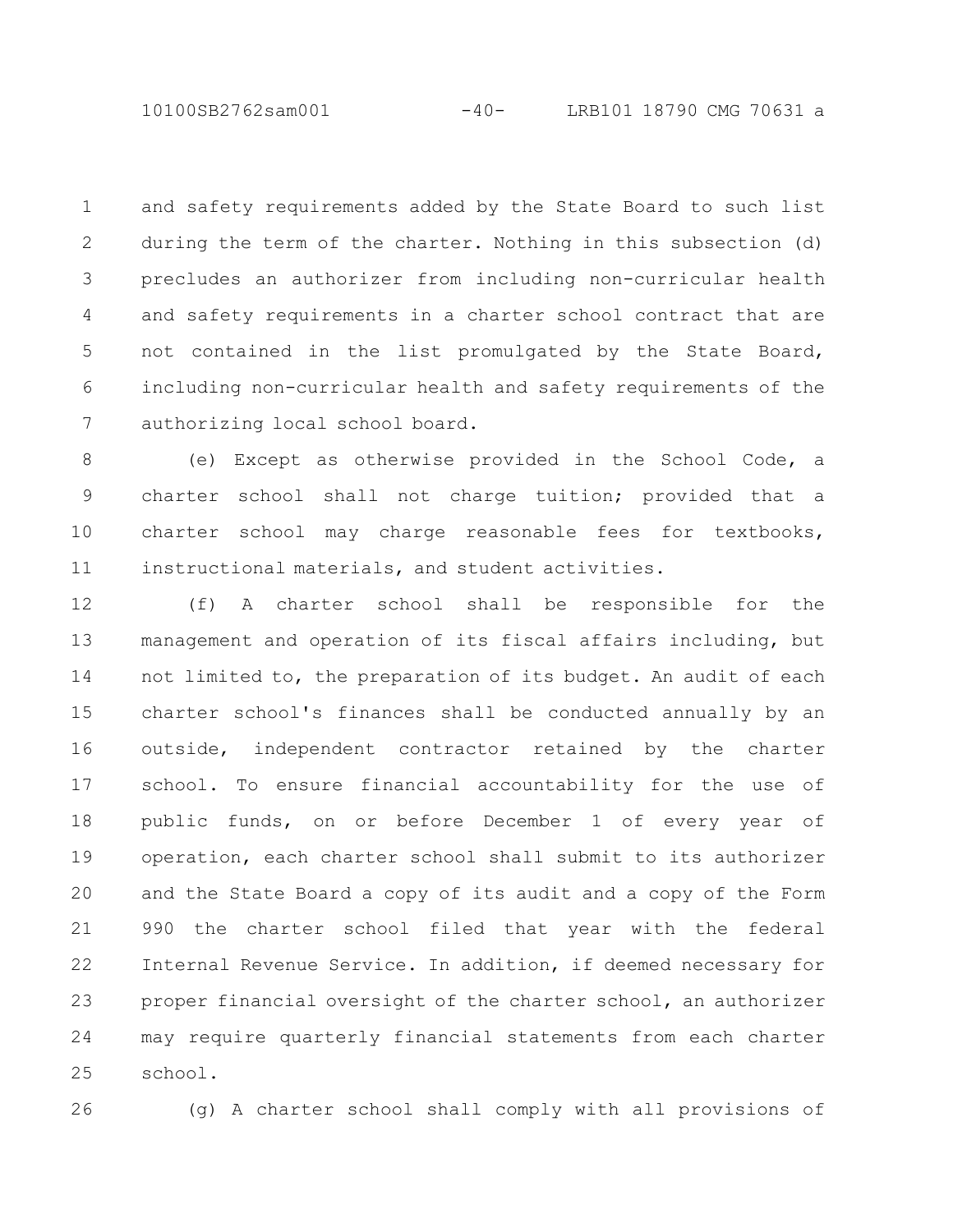and safety requirements added by the State Board to such list during the term of the charter. Nothing in this subsection (d) precludes an authorizer from including non-curricular health and safety requirements in a charter school contract that are not contained in the list promulgated by the State Board, including non-curricular health and safety requirements of the authorizing local school board.

(e) Except as otherwise provided in the School Code, a charter school shall not charge tuition; provided that a charter school may charge reasonable fees for textbooks, instructional materials, and student activities.

(f) A charter school shall be responsible for the management and operation of its fiscal affairs including, but not limited to, the preparation of its budget. An audit of each charter school's finances shall be conducted annually by an outside, independent contractor retained by the charter school. To ensure financial accountability for the use of public funds, on or before December 1 of every year of operation, each charter school shall submit to its authorizer and the State Board a copy of its audit and a copy of the Form 990 the charter school filed that year with the federal Internal Revenue Service. In addition, if deemed necessary for proper financial oversight of the charter school, an authorizer may require quarterly financial statements from each charter school.

(g) A charter school shall comply with all provisions of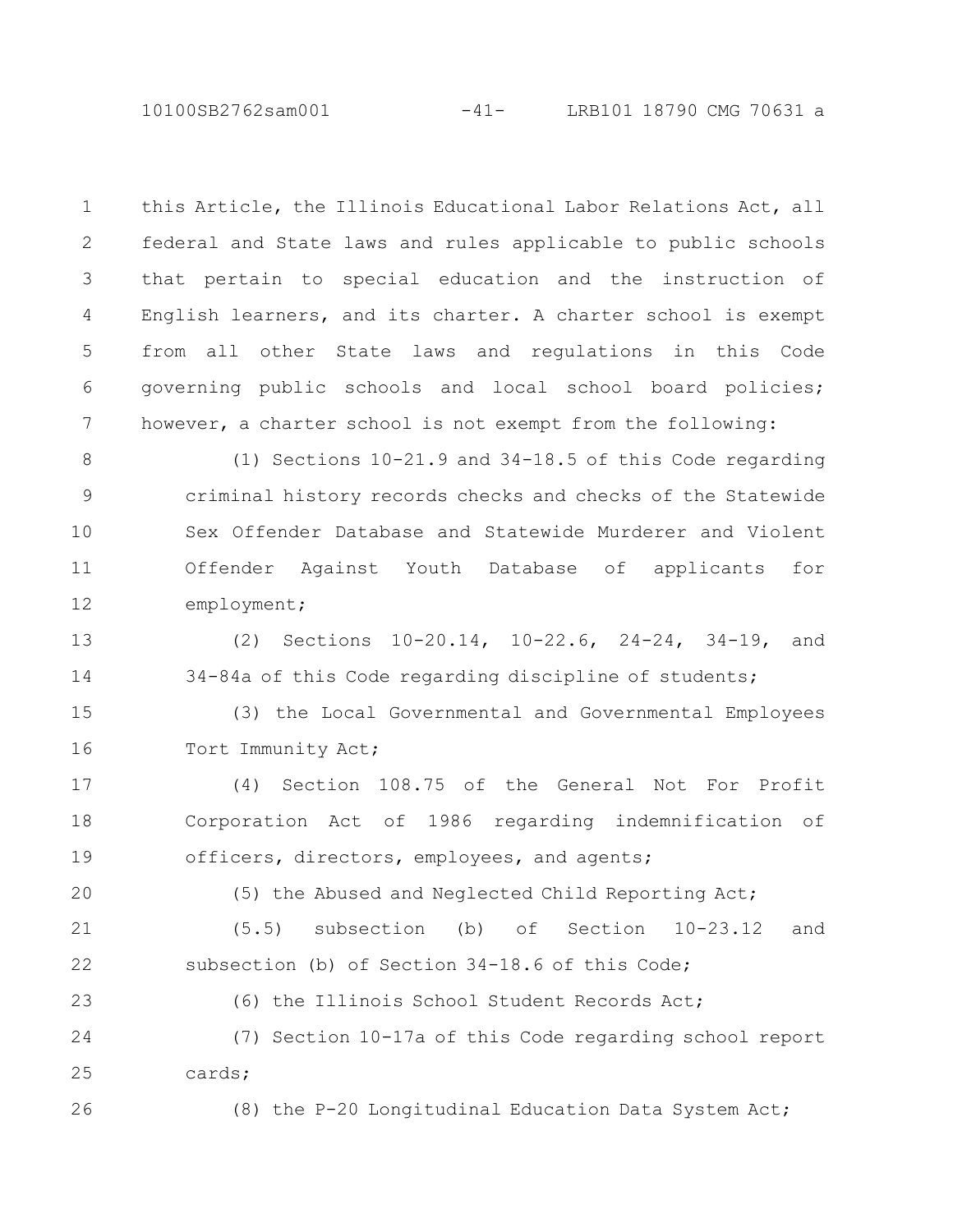this Article, the Illinois Educational Labor Relations Act, all federal and State laws and rules applicable to public schools that pertain to special education and the instruction of English learners, and its charter. A charter school is exempt from all other State laws and regulations in this Code governing public schools and local school board policies; however, a charter school is not exempt from the following:

(1) Sections 10-21.9 and 34-18.5 of this Code regarding criminal history records checks and checks of the Statewide Sex Offender Database and Statewide Murderer and Violent Offender Against Youth Database of applicants for employment;

(2) Sections 10-20.14, 10-22.6, 24-24, 34-19, and 34-84a of this Code regarding discipline of students;

(3) the Local Governmental and Governmental Employees Tort Immunity Act;

(4) Section 108.75 of the General Not For Profit Corporation Act of 1986 regarding indemnification of officers, directors, employees, and agents;

(5) the Abused and Neglected Child Reporting Act;

(5.5) subsection (b) of Section 10-23.12 and subsection (b) of Section 34-18.6 of this Code;

(6) the Illinois School Student Records Act;

(7) Section 10-17a of this Code regarding school report cards;

(8) the P-20 Longitudinal Education Data System Act;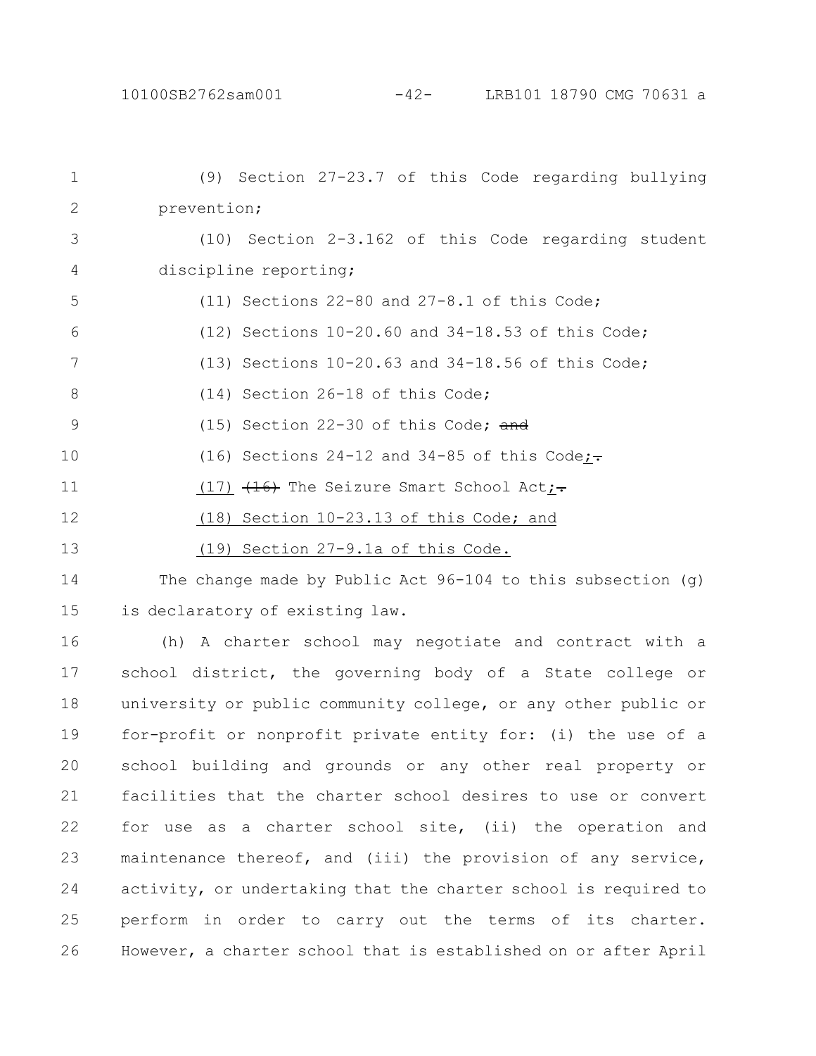(9) Section 27-23.7 of this Code regarding bullying prevention;

(10) Section 2-3.162 of this Code regarding student discipline reporting;

(11) Sections 22-80 and 27-8.1 of this Code;

(12) Sections 10-20.60 and 34-18.53 of this Code;

(13) Sections 10-20.63 and 34-18.56 of this Code;

(14) Section 26-18 of this Code;

(15) Section 22-30 of this Code; ~~and~~

(16) Sections 24-12 and 34-85 of this Code;~~.~~

(17) ~~(16)~~ The Seizure Smart School Act;~~.~~

(18) Section 10-23.13 of this Code; and

(19) Section 27-9.1a of this Code.

The change made by Public Act 96-104 to this subsection (g) is declaratory of existing law.

(h) A charter school may negotiate and contract with a school district, the governing body of a State college or university or public community college, or any other public or for-profit or nonprofit private entity for: (i) the use of a school building and grounds or any other real property or facilities that the charter school desires to use or convert for use as a charter school site, (ii) the operation and maintenance thereof, and (iii) the provision of any service, activity, or undertaking that the charter school is required to perform in order to carry out the terms of its charter. However, a charter school that is established on or after April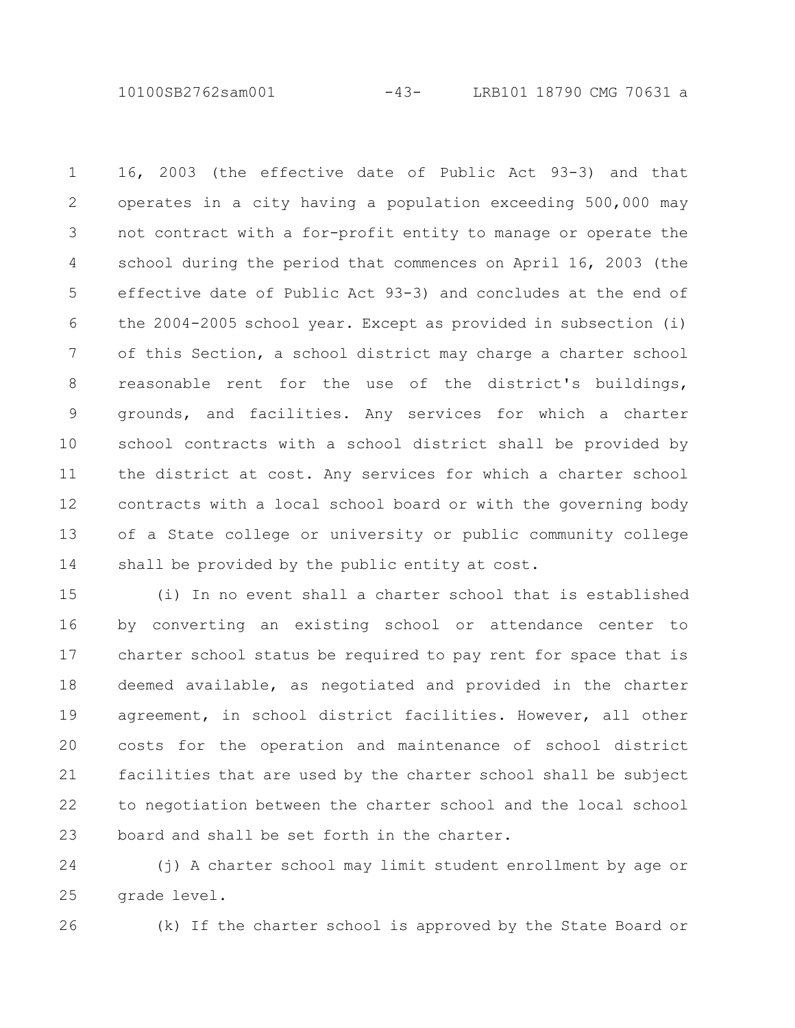16, 2003 (the effective date of Public Act 93-3) and that operates in a city having a population exceeding 500,000 may not contract with a for-profit entity to manage or operate the school during the period that commences on April 16, 2003 (the effective date of Public Act 93-3) and concludes at the end of the 2004-2005 school year. Except as provided in subsection (i) of this Section, a school district may charge a charter school reasonable rent for the use of the district's buildings, grounds, and facilities. Any services for which a charter school contracts with a school district shall be provided by the district at cost. Any services for which a charter school contracts with a local school board or with the governing body of a State college or university or public community college shall be provided by the public entity at cost.

(i) In no event shall a charter school that is established by converting an existing school or attendance center to charter school status be required to pay rent for space that is deemed available, as negotiated and provided in the charter agreement, in school district facilities. However, all other costs for the operation and maintenance of school district facilities that are used by the charter school shall be subject to negotiation between the charter school and the local school board and shall be set forth in the charter.

(j) A charter school may limit student enrollment by age or grade level.

(k) If the charter school is approved by the State Board or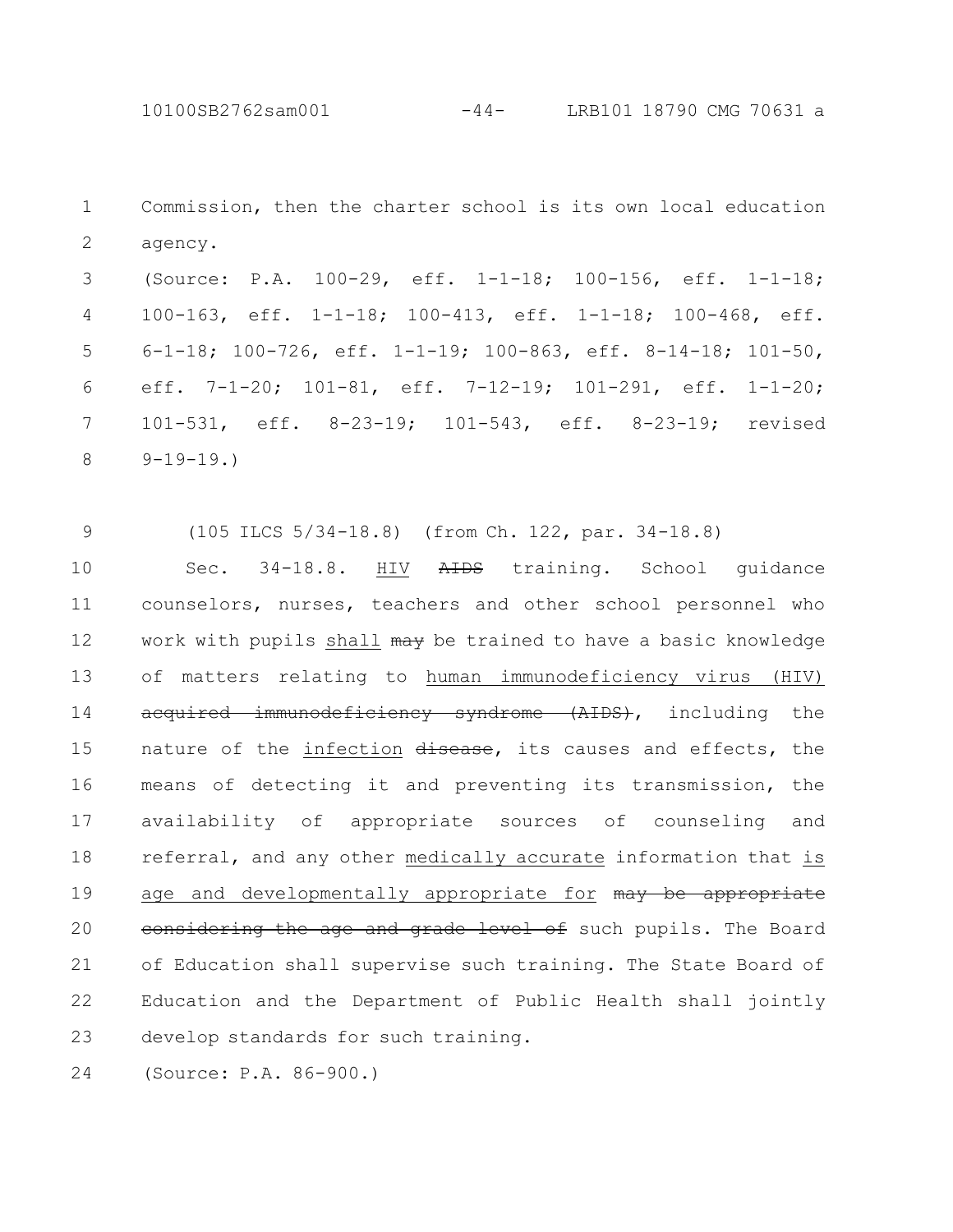Commission, then the charter school is its own local education agency.

(Source: P.A. 100-29, eff. 1-1-18; 100-156, eff. 1-1-18; 100-163, eff. 1-1-18; 100-413, eff. 1-1-18; 100-468, eff. 6-1-18; 100-726, eff. 1-1-19; 100-863, eff. 8-14-18; 101-50, eff. 7-1-20; 101-81, eff. 7-12-19; 101-291, eff. 1-1-20; 101-531, eff. 8-23-19; 101-543, eff. 8-23-19; revised 9-19-19.)

(105 ILCS 5/34-18.8) (from Ch. 122, par. 34-18.8)

Sec. 34-18.8. <u>HIV</u> ~~AIDS~~ training. School guidance counselors, nurses, teachers and other school personnel who work with pupils <u>shall</u> ~~may~~ be trained to have a basic knowledge of matters relating to <u>human immunodeficiency virus (HIV)</u> ~~acquired immunodeficiency syndrome (AIDS)~~, including the nature of the <u>infection</u> ~~disease~~, its causes and effects, the means of detecting it and preventing its transmission, the availability of appropriate sources of counseling and referral, and any other <u>medically accurate</u> information that <u>is age and developmentally appropriate for</u> ~~may be appropriate considering the age and grade level of~~ such pupils. The Board of Education shall supervise such training. The State Board of Education and the Department of Public Health shall jointly develop standards for such training.

(Source: P.A. 86-900.)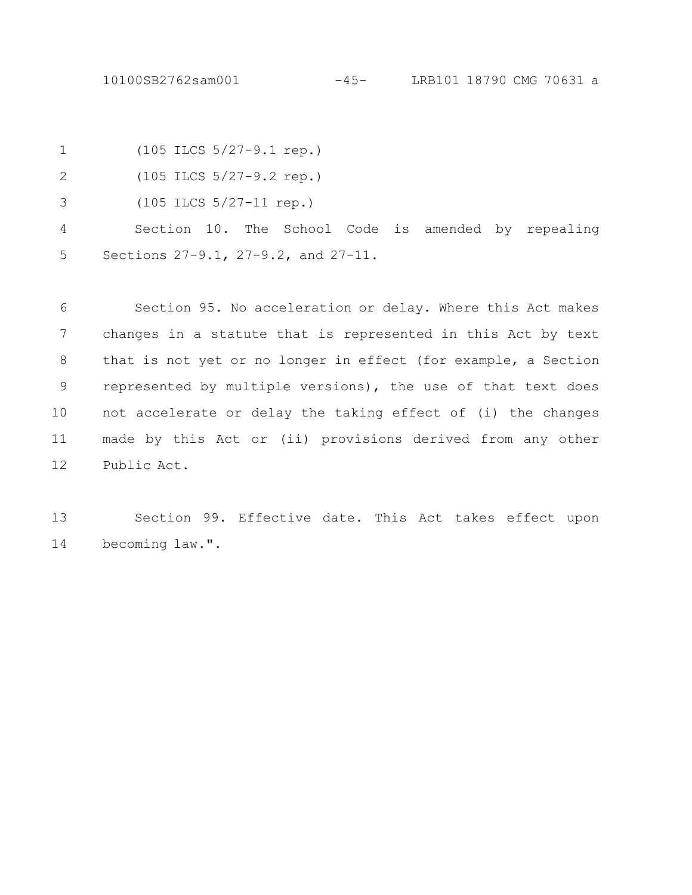(105 ILCS 5/27-9.1 rep.)

(105 ILCS 5/27-9.2 rep.)

(105 ILCS 5/27-11 rep.)

Section 10. The School Code is amended by repealing Sections 27-9.1, 27-9.2, and 27-11.

Section 95. No acceleration or delay. Where this Act makes changes in a statute that is represented in this Act by text that is not yet or no longer in effect (for example, a Section represented by multiple versions), the use of that text does not accelerate or delay the taking effect of (i) the changes made by this Act or (ii) provisions derived from any other Public Act.

Section 99. Effective date. This Act takes effect upon becoming law.".